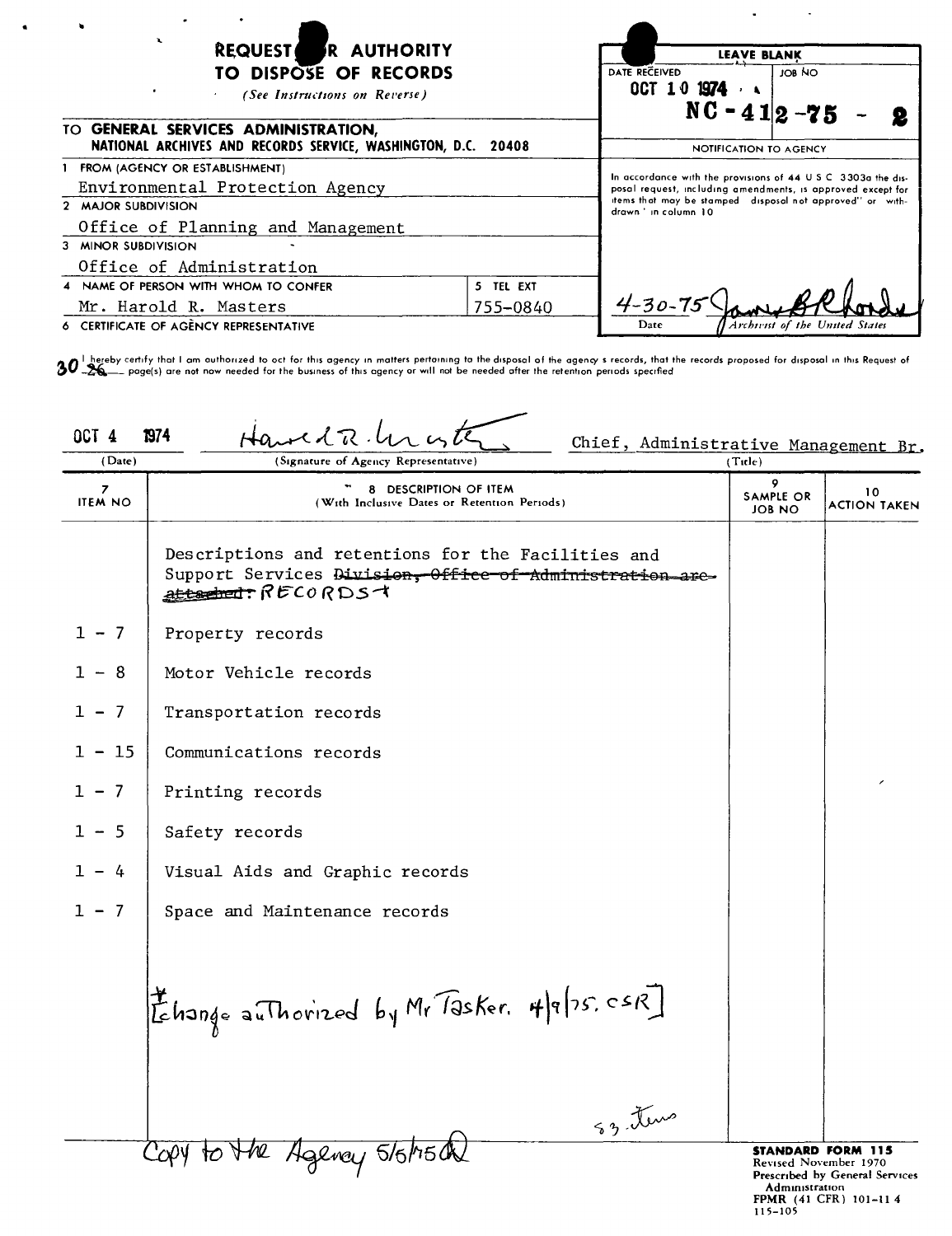# REQUEST FOR AUTHORITY TO DISPOSE OF RECORDS

*(See Instructions on Reverse)*

| LEAVE BLANK | |
|---|---|
| DATE RECEIVED: OCT 10 1974 | JOB NO: NC-412-75-2 |

**NOTIFICATION TO AGENCY**

In accordance with the provisions of 44 U.S.C. 3303a the disposal request, including amendments, is approved except for items that may be stamped "disposal not approved" or "withdrawn" in column 10.

Date: 4-30-75 — Archivist of the United States: [signature]

**TO GENERAL SERVICES ADMINISTRATION, NATIONAL ARCHIVES AND RECORDS SERVICE, WASHINGTON, D.C. 20408**

1. FROM (AGENCY OR ESTABLISHMENT): Environmental Protection Agency
2. MAJOR SUBDIVISION: Office of Planning and Management
3. MINOR SUBDIVISION: Office of Administration
4. NAME OF PERSON WITH WHOM TO CONFER: Mr. Harold R. Masters
5. TEL EXT: 755-0840
6. CERTIFICATE OF AGENCY REPRESENTATIVE

I hereby certify that I am authorized to act for this agency in matters pertaining to the disposal of the agency's records, that the records proposed for disposal in this Request of ~~26~~ 30 page(s) are not now needed for the business of this agency or will not be needed after the retention periods specified.

| (Date) | (Signature of Agency Representative) | (Title) |
|---|---|---|
| OCT 4 1974 | Harold R. Masters | Chief, Administrative Management Br. |

| 7 ITEM NO | 8 DESCRIPTION OF ITEM (With Inclusive Dates or Retention Periods) | 9 SAMPLE OR JOB NO | 10 ACTION TAKEN |
|---|---|---|---|
| | Descriptions and retentions for the Facilities and Support Services ~~Division, Office of Administration are attached:~~ RECORDS* | | |
| 1 - 7 | Property records | | |
| 1 - 8 | Motor Vehicle records | | |
| 1 - 7 | Transportation records | | |
| 1 - 15 | Communications records | | |
| 1 - 7 | Printing records | | |
| 1 - 5 | Safety records | | |
| 1 - 4 | Visual Aids and Graphic records | | |
| 1 - 7 | Space and Maintenance records | | |

[*Change authorized by Mr Tasker. 4/9/75. CSR]

53 items

Copy to the Agency 5/5/75

STANDARD FORM 115
Revised November 1970
Prescribed by General Services Administration
FPMR (41 CFR) 101-11.4
115-105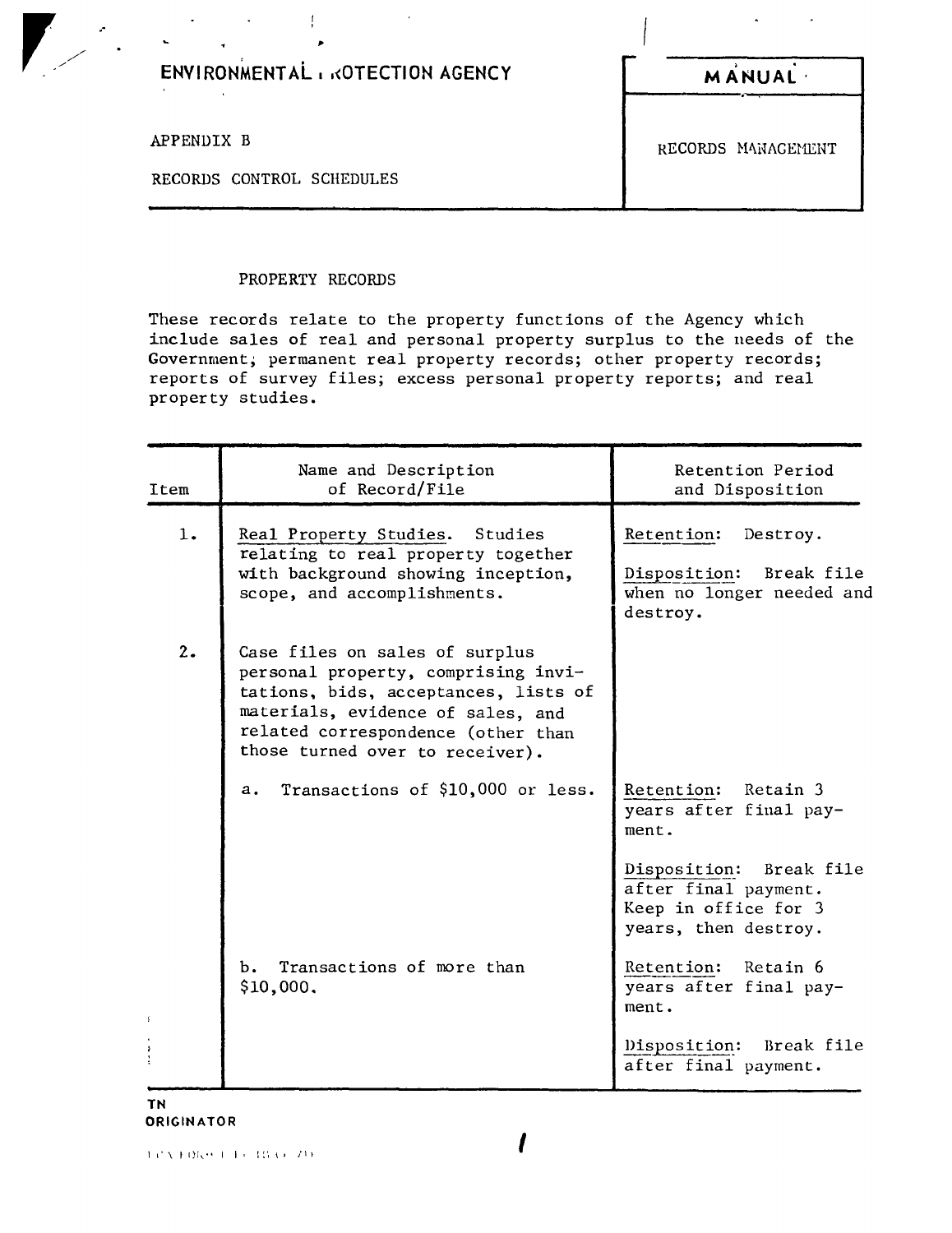ENVIRONMENTAL PROTECTION AGENCY

**MANUAL**

APPENDIX B

RECORDS CONTROL SCHEDULES

RECORDS MANAGEMENT

PROPERTY RECORDS

These records relate to the property functions of the Agency which include sales of real and personal property surplus to the needs of the Government; permanent real property records; other property records; reports of survey files; excess personal property reports; and real property studies.

| Item | Name and Description of Record/File | Retention Period and Disposition |
|---|---|---|
| 1. | Real Property Studies. Studies relating to real property together with background showing inception, scope, and accomplishments. | Retention: Destroy.<br><br>Disposition: Break file when no longer needed and destroy. |
| 2. | Case files on sales of surplus personal property, comprising invitations, bids, acceptances, lists of materials, evidence of sales, and related correspondence (other than those turned over to receiver). | |
| | a. Transactions of $10,000 or less. | Retention: Retain 3 years after final payment.<br><br>Disposition: Break file after final payment. Keep in office for 3 years, then destroy. |
| | b. Transactions of more than $10,000. | Retention: Retain 6 years after final payment.<br><br>Disposition: Break file after final payment. |

TN
ORIGINATOR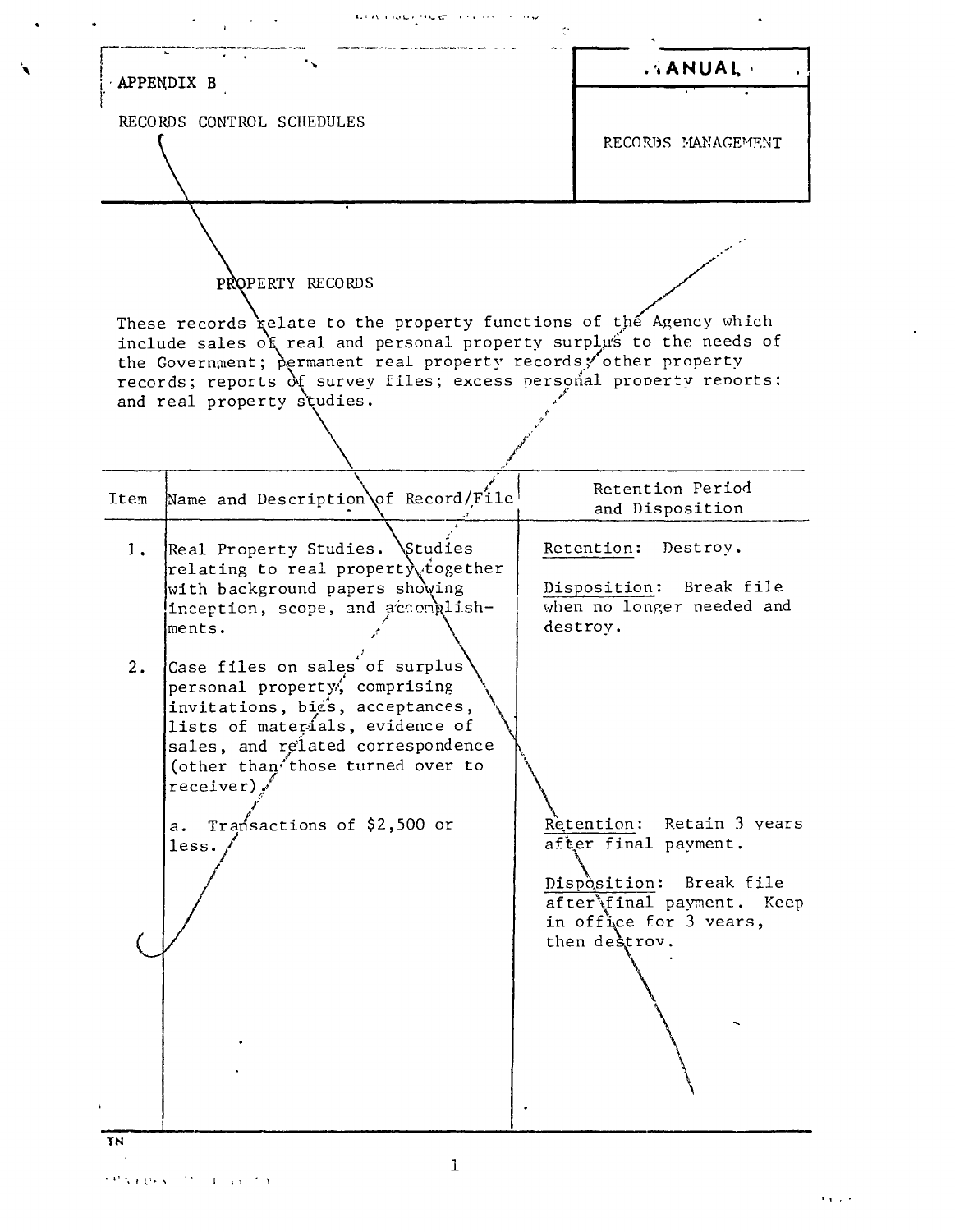APPENDIX B

RECORDS CONTROL SCHEDULES

MANUAL

RECORDS MANAGEMENT

## PROPERTY RECORDS

These records relate to the property functions of the Agency which include sales of real and personal property surplus to the needs of the Government; permanent real property records; other property records; reports of survey files; excess personal property reports: and real property studies.

| Item | Name and Description of Record/File | Retention Period and Disposition |
|---|---|---|
| 1. | Real Property Studies. Studies relating to real property together with background papers showing inception, scope, and accomplishments. | Retention: Destroy.<br><br>Disposition: Break file when no longer needed and destroy. |
| 2. | Case files on sales of surplus personal property, comprising invitations, bids, acceptances, lists of materials, evidence of sales, and related correspondence (other than those turned over to receiver). | |
| | a. Transactions of $2,500 or less. | Retention: Retain 3 years after final payment.<br><br>Disposition: Break file after final payment. Keep in office for 3 years, then destroy. |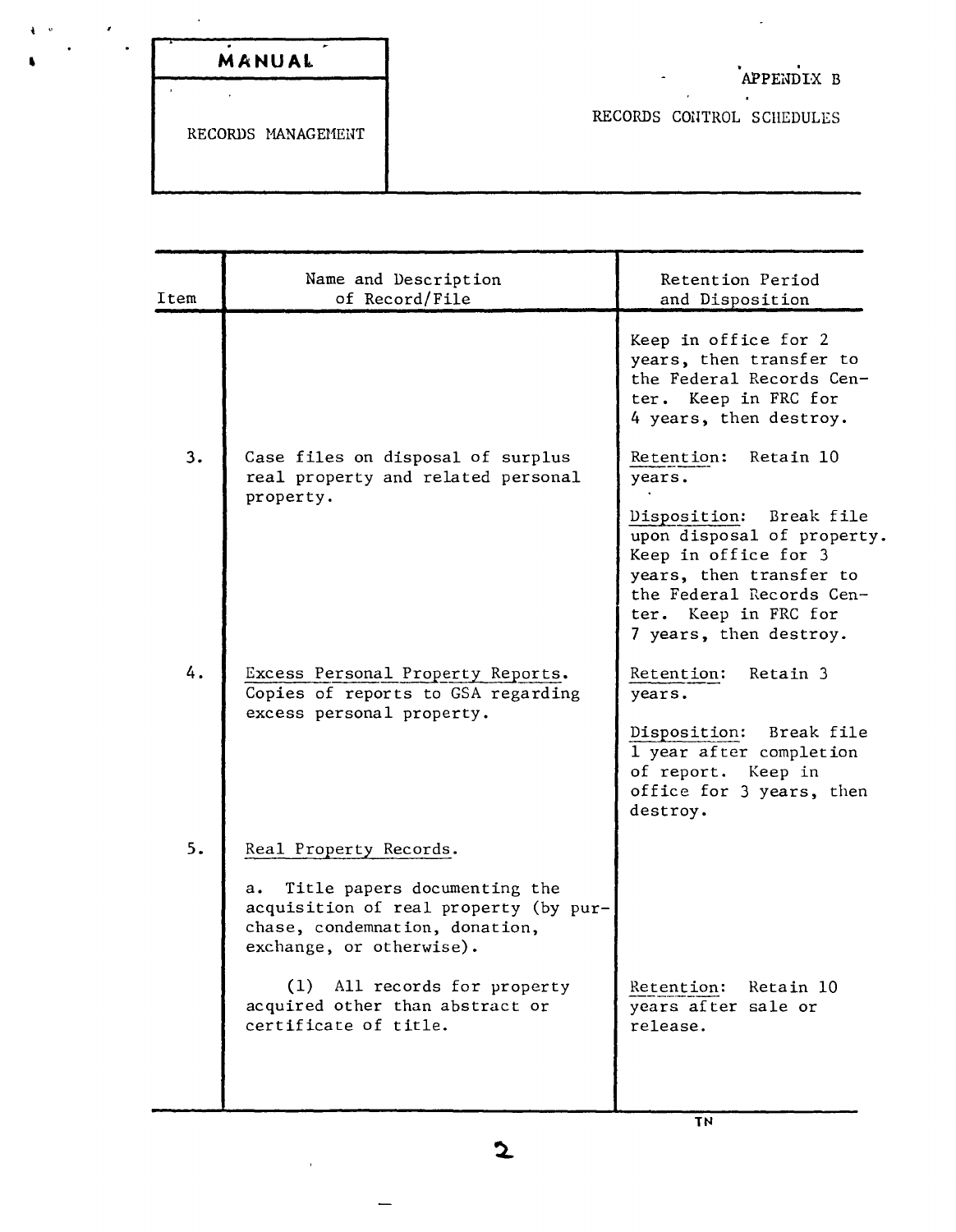| MANUAL | APPENDIX B |
| --- | --- |
| RECORDS MANAGEMENT | RECORDS CONTROL SCHEDULES |

| Item | Name and Description of Record/File | Retention Period and Disposition |
| --- | --- | --- |
| | | Keep in office for 2 years, then transfer to the Federal Records Center. Keep in FRC for 4 years, then destroy. |
| 3. | Case files on disposal of surplus real property and related personal property. | Retention: Retain 10 years.<br><br>Disposition: Break file upon disposal of property. Keep in office for 3 years, then transfer to the Federal Records Center. Keep in FRC for 7 years, then destroy. |
| 4. | Excess Personal Property Reports. Copies of reports to GSA regarding excess personal property. | Retention: Retain 3 years.<br><br>Disposition: Break file 1 year after completion of report. Keep in office for 3 years, then destroy. |
| 5. | Real Property Records.<br><br>a. Title papers documenting the acquisition of real property (by purchase, condemnation, donation, exchange, or otherwise). | |
| | (1) All records for property acquired other than abstract or certificate of title. | Retention: Retain 10 years after sale or release. |

TN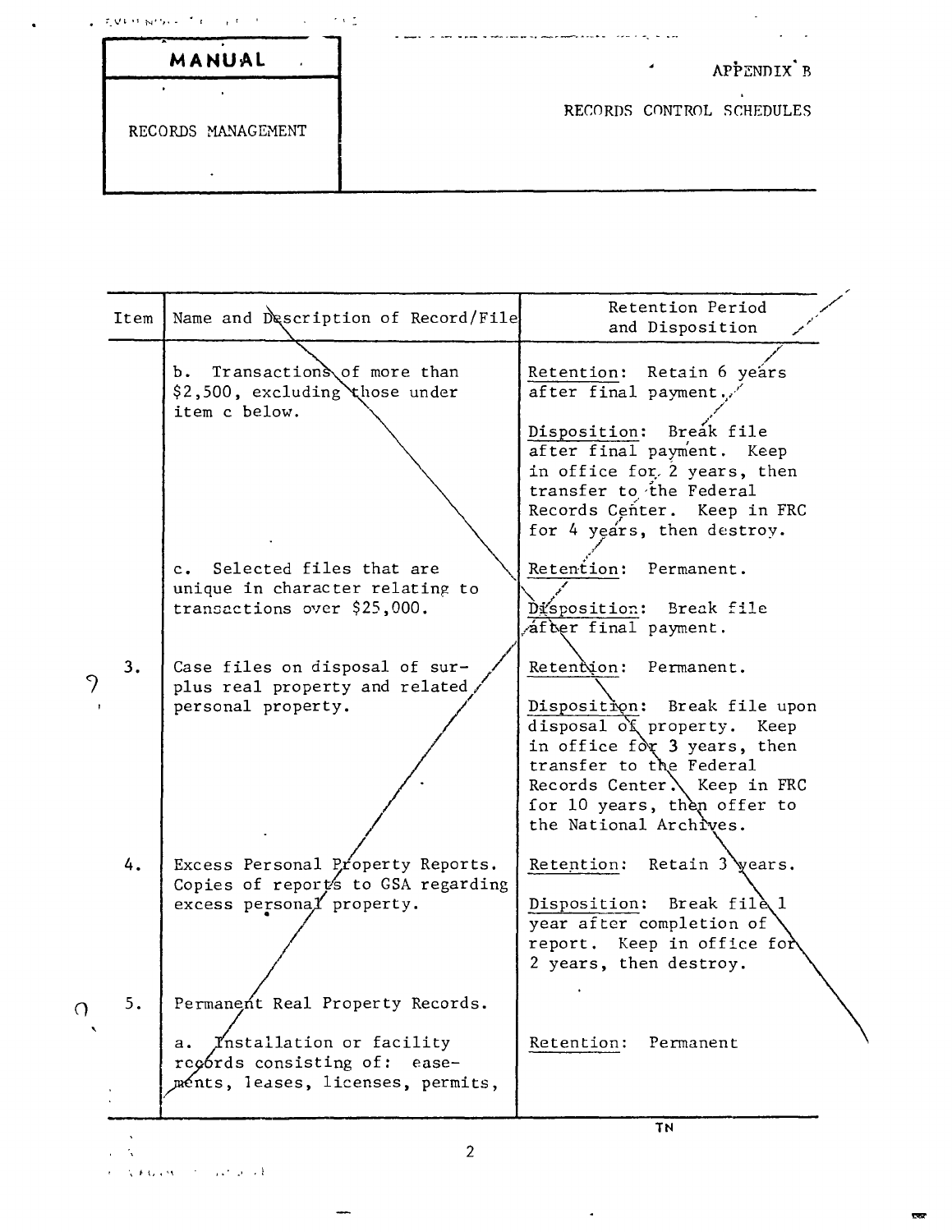| MANUAL | APPENDIX B |
|---|---|
| RECORDS MANAGEMENT | RECORDS CONTROL SCHEDULES |

| Item | Name and Description of Record/File | Retention Period and Disposition |
|---|---|---|
| | b. Transactions of more than $2,500, excluding those under item c below. | Retention: Retain 6 years after final payment. Disposition: Break file after final payment. Keep in office for 2 years, then transfer to the Federal Records Center. Keep in FRC for 4 years, then destroy. |
| | c. Selected files that are unique in character relating to transactions over $25,000. | Retention: Permanent. Disposition: Break file after final payment. |
| 3. | Case files on disposal of surplus real property and related personal property. | Retention: Permanent. Disposition: Break file upon disposal of property. Keep in office for 3 years, then transfer to the Federal Records Center. Keep in FRC for 10 years, then offer to the National Archives. |
| 4. | Excess Personal Property Reports. Copies of reports to GSA regarding excess personal property. | Retention: Retain 3 years. Disposition: Break file 1 year after completion of report. Keep in office for 2 years, then destroy. |
| 5. | Permanent Real Property Records. | |
| | a. Installation or facility records consisting of: easements, leases, licenses, permits, | Retention: Permanent |

TN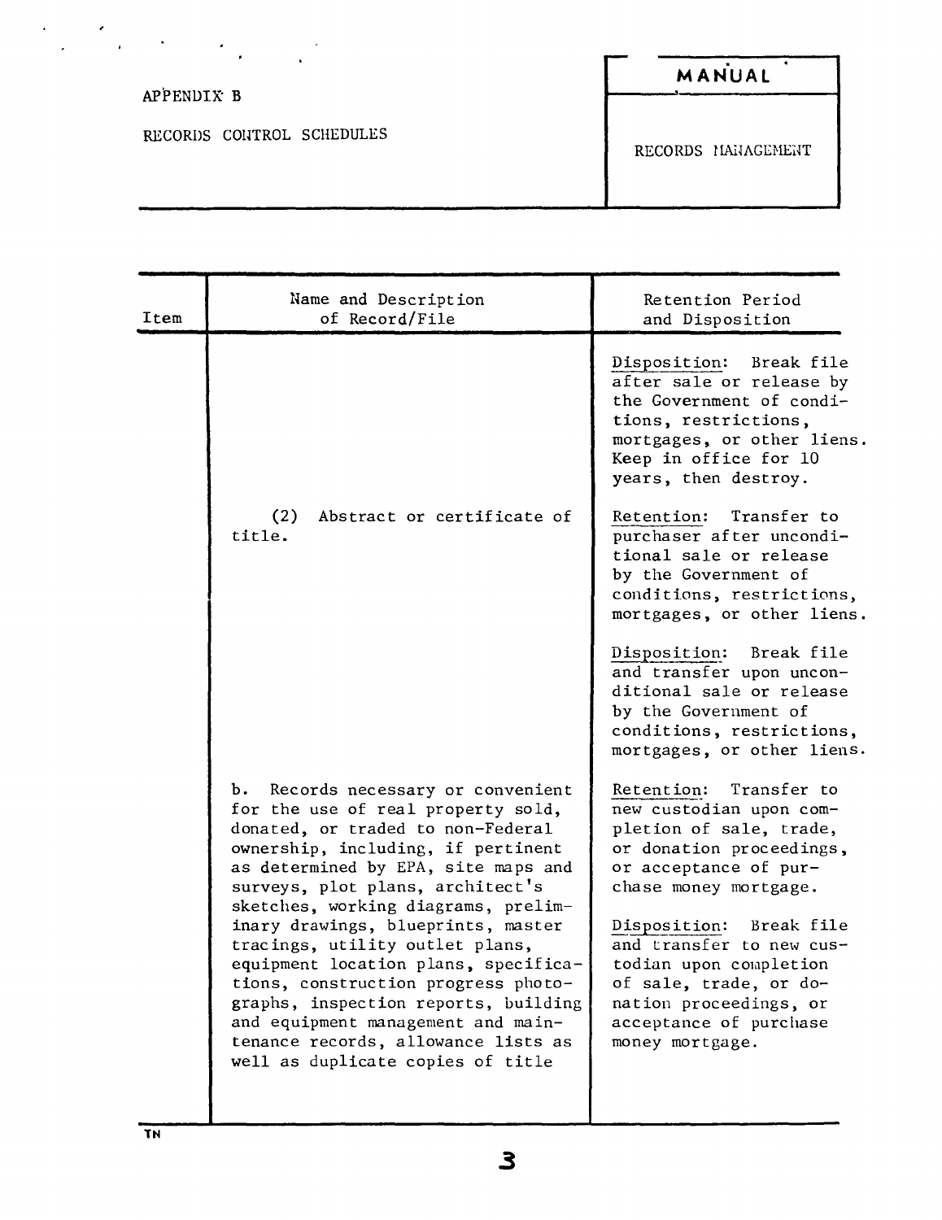APPENDIX B

RECORDS CONTROL SCHEDULES

**MANUAL**

RECORDS MANAGEMENT

| Item | Name and Description of Record/File | Retention Period and Disposition |
|---|---|---|
| | | Disposition: Break file after sale or release by the Government of conditions, restrictions, mortgages, or other liens. Keep in office for 10 years, then destroy. |
| | (2) Abstract or certificate of title. | Retention: Transfer to purchaser after unconditional sale or release by the Government of conditions, restrictions, mortgages, or other liens.<br><br>Disposition: Break file and transfer upon unconditional sale or release by the Government of conditions, restrictions, mortgages, or other liens. |
| | b. Records necessary or convenient for the use of real property sold, donated, or traded to non-Federal ownership, including, if pertinent as determined by EPA, site maps and surveys, plot plans, architect's sketches, working diagrams, preliminary drawings, blueprints, master tracings, utility outlet plans, equipment location plans, specifications, construction progress photographs, inspection reports, building and equipment management and maintenance records, allowance lists as well as duplicate copies of title | Retention: Transfer to new custodian upon completion of sale, trade, or donation proceedings, or acceptance of purchase money mortgage.<br><br>Disposition: Break file and transfer to new custodian upon completion of sale, trade, or donation proceedings, or acceptance of purchase money mortgage. |

TN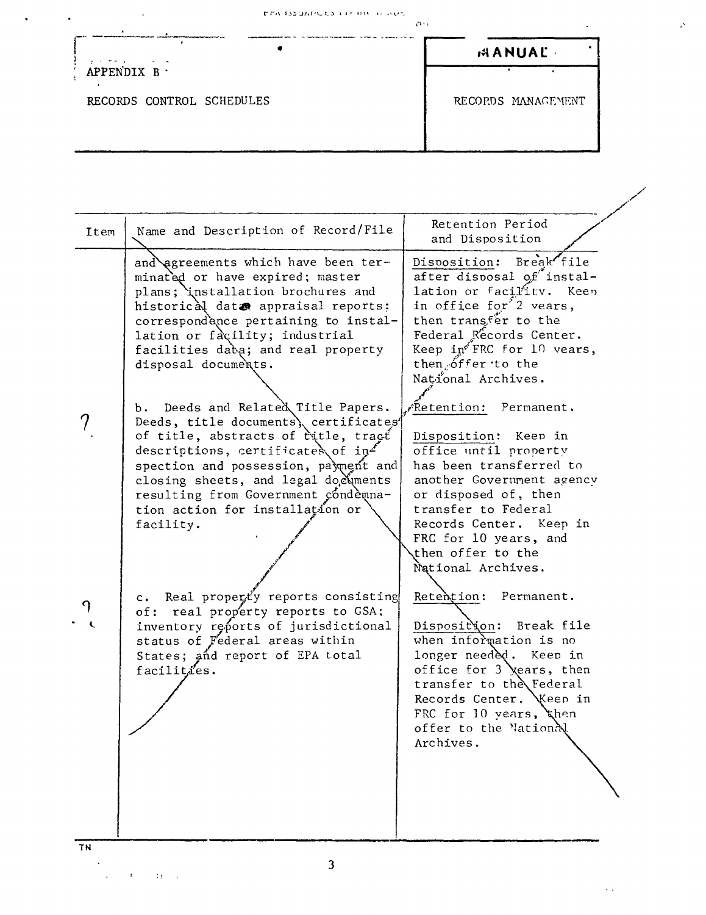APPENDIX B

RECORDS CONTROL SCHEDULES

MANUAL

RECORDS MANAGEMENT

| Item | Name and Description of Record/File | Retention Period and Disposition |
|---|---|---|
| | and agreements which have been terminated or have expired; master plans; installation brochures and historical data appraisal reports; correspondence pertaining to installation or facility; industrial facilities data; and real property disposal documents. | Disposition: Break file after disposal of installation or facility. Keep in office for 2 years, then transfer to the Federal Records Center. Keep in FRC for 10 years, then offer to the National Archives. |
| 7 | b. Deeds and Related Title Papers. Deeds, title documents, certificates of title, abstracts of title, tract descriptions, certificates of inspection and possession, payment and closing sheets, and legal documents resulting from Government condemnation action for installation or facility. | Retention: Permanent.<br><br>Disposition: Keep in office until property has been transferred to another Government agency or disposed of, then transfer to Federal Records Center. Keep in FRC for 10 years, and then offer to the National Archives. |
| 7 | c. Real property reports consisting of: real property reports to GSA; inventory reports of jurisdictional status of Federal areas within States; and report of EPA total facilities. | Retention: Permanent.<br><br>Disposition: Break file when information is no longer needed. Keep in office for 3 years, then transfer to the Federal Records Center. Keep in FRC for 10 years, then offer to the National Archives. |

TN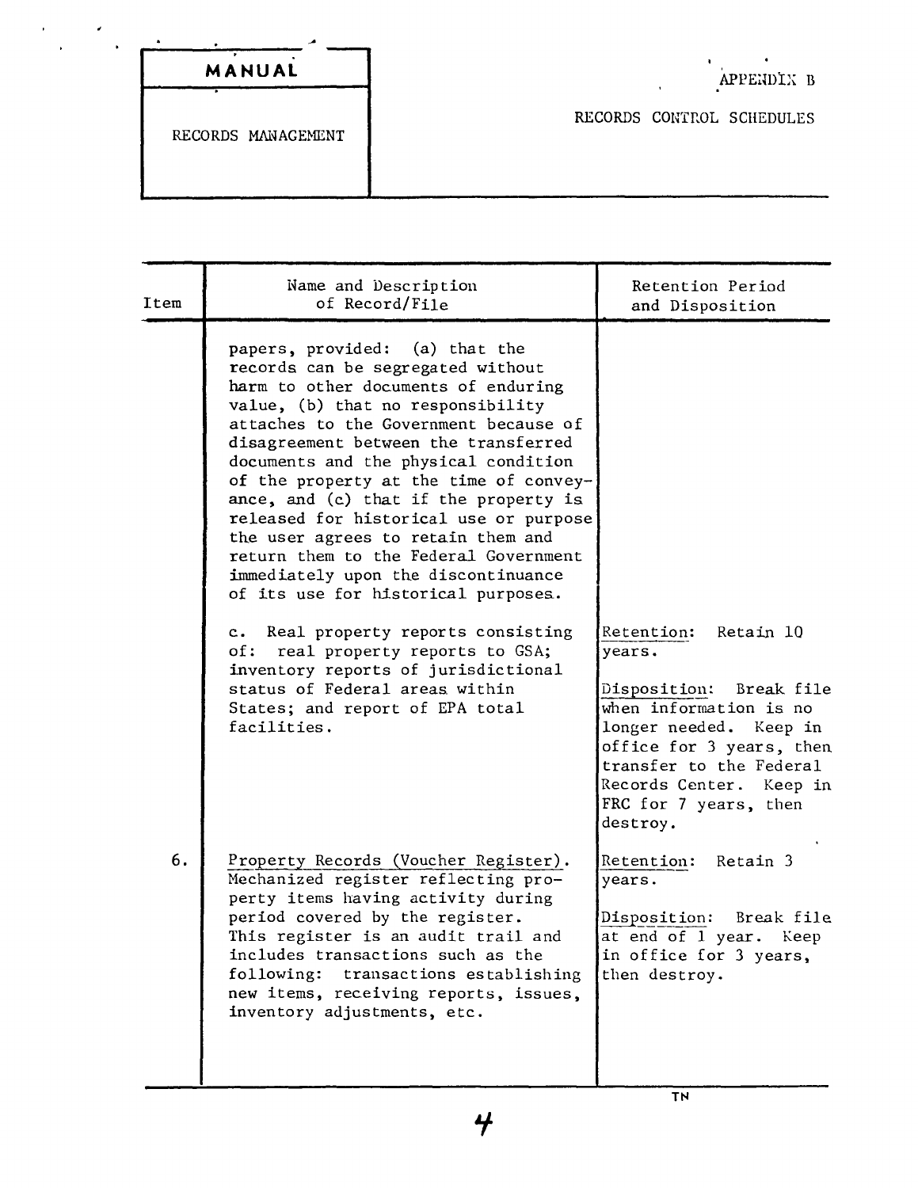| MANUAL | APPENDIX B |
|---|---|
| RECORDS MANAGEMENT | RECORDS CONTROL SCHEDULES |

| Item | Name and Description of Record/File | Retention Period and Disposition |
|---|---|---|
| | papers, provided: (a) that the records can be segregated without harm to other documents of enduring value, (b) that no responsibility attaches to the Government because of disagreement between the transferred documents and the physical condition of the property at the time of conveyance, and (c) that if the property is released for historical use or purpose the user agrees to retain them and return them to the Federal Government immediately upon the discontinuance of its use for historical purposes. | |
| | c. Real property reports consisting of: real property reports to GSA; inventory reports of jurisdictional status of Federal areas within States; and report of EPA total facilities. | Retention: Retain 10 years.<br><br>Disposition: Break file when information is no longer needed. Keep in office for 3 years, then transfer to the Federal Records Center. Keep in FRC for 7 years, then destroy. |
| 6. | Property Records (Voucher Register). Mechanized register reflecting property items having activity during period covered by the register. This register is an audit trail and includes transactions such as the following: transactions establishing new items, receiving reports, issues, inventory adjustments, etc. | Retention: Retain 3 years.<br><br>Disposition: Break file at end of 1 year. Keep in office for 3 years, then destroy. |

TN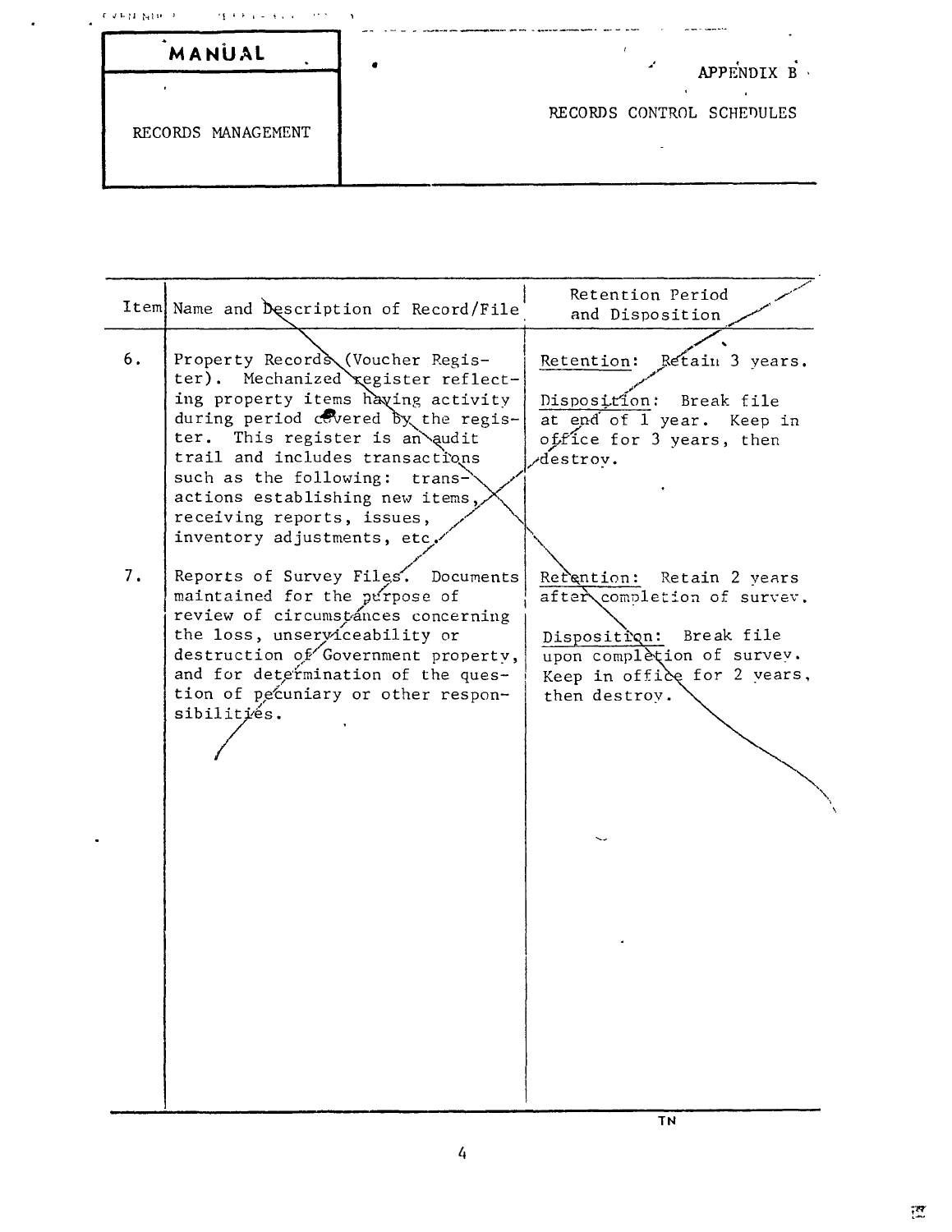| MANUAL | APPENDIX B |
| --- | --- |
| RECORDS MANAGEMENT | RECORDS CONTROL SCHEDULES |

| Item | Name and Description of Record/File | Retention Period and Disposition |
| --- | --- | --- |
| 6. | Property Records (Voucher Register). Mechanized register reflecting property items having activity during period covered by the register. This register is an audit trail and includes transactions such as the following: transactions establishing new items, receiving reports, issues, inventory adjustments, etc. | Retention: Retain 3 years.<br><br>Disposition: Break file at end of 1 year. Keep in office for 3 years, then destroy. |
| 7. | Reports of Survey Files. Documents maintained for the purpose of review of circumstances concerning the loss, unserviceability or destruction of Government property, and for determination of the question of pecuniary or other responsibilities. | Retention: Retain 2 years after completion of survey.<br><br>Disposition: Break file upon completion of survey. Keep in office for 2 years, then destroy. |

TN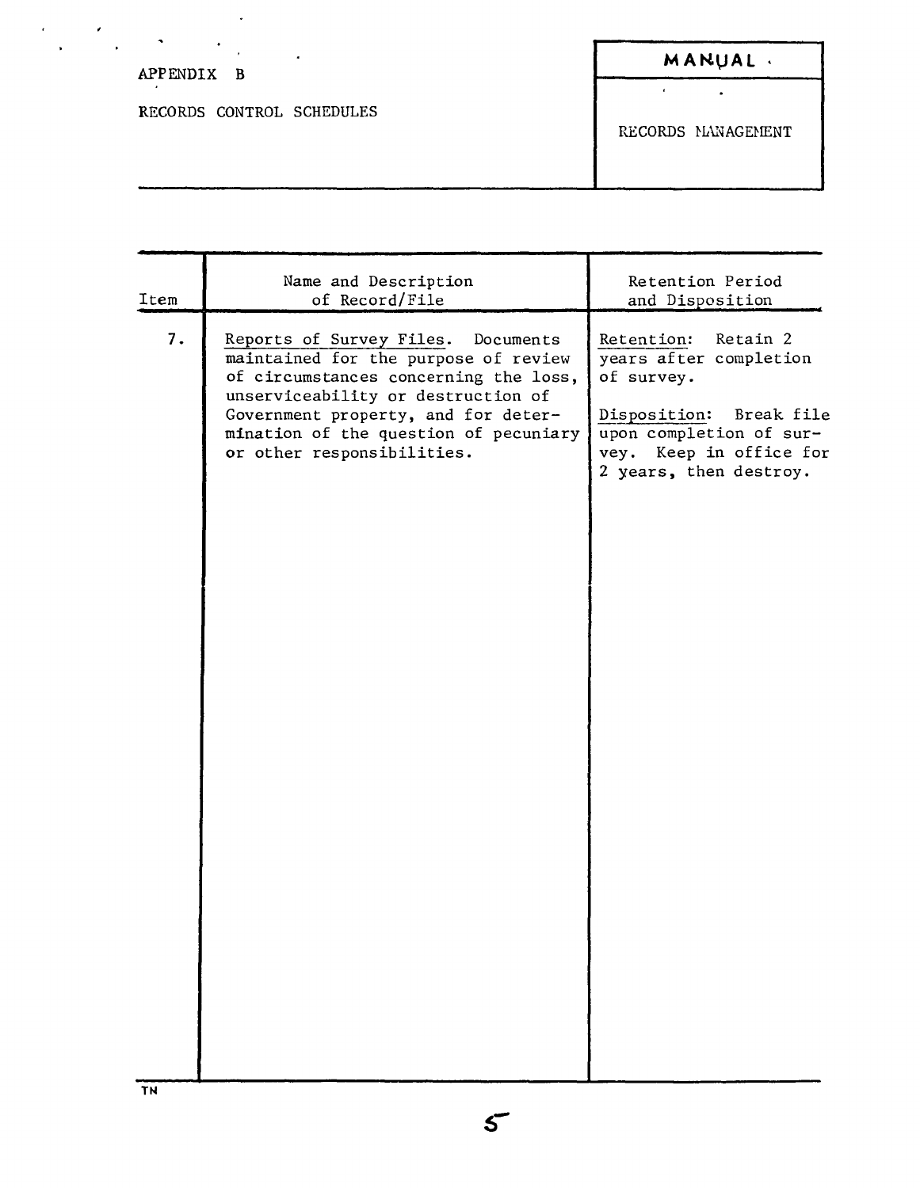APPENDIX B

RECORDS CONTROL SCHEDULES

**MANUAL**

RECORDS MANAGEMENT

| Item | Name and Description of Record/File | Retention Period and Disposition |
|---|---|---|
| 7. | Reports of Survey Files. Documents maintained for the purpose of review of circumstances concerning the loss, unserviceability or destruction of Government property, and for determination of the question of pecuniary or other responsibilities. | Retention: Retain 2 years after completion of survey.<br><br>Disposition: Break file upon completion of survey. Keep in office for 2 years, then destroy. |

TN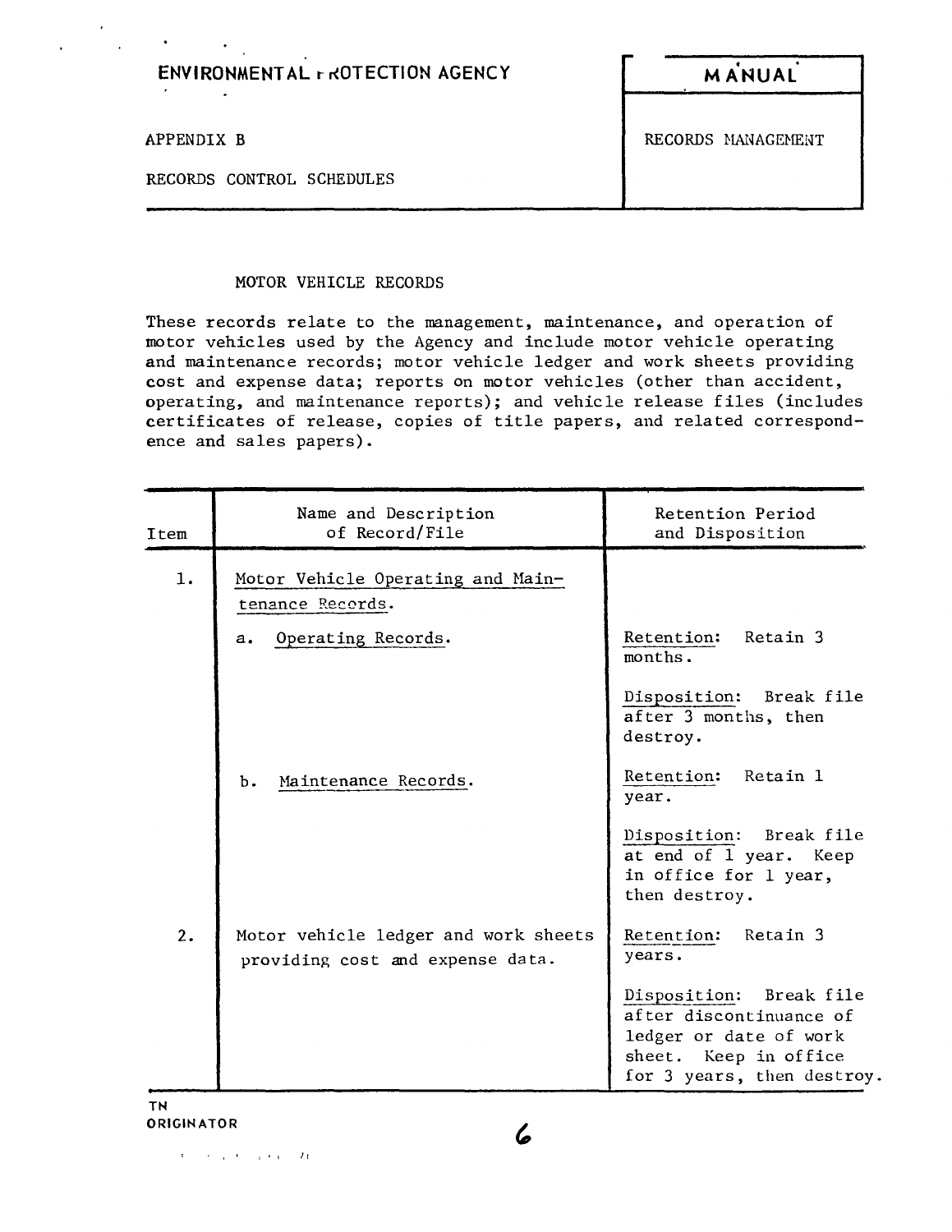ENVIRONMENTAL PROTECTION AGENCY

**MANUAL**

APPENDIX B

RECORDS CONTROL SCHEDULES

RECORDS MANAGEMENT

## MOTOR VEHICLE RECORDS

These records relate to the management, maintenance, and operation of motor vehicles used by the Agency and include motor vehicle operating and maintenance records; motor vehicle ledger and work sheets providing cost and expense data; reports on motor vehicles (other than accident, operating, and maintenance reports); and vehicle release files (includes certificates of release, copies of title papers, and related correspondence and sales papers).

| Item | Name and Description of Record/File | Retention Period and Disposition |
|---|---|---|
| 1. | Motor Vehicle Operating and Maintenance Records. | |
| | a. Operating Records. | Retention: Retain 3 months.<br><br>Disposition: Break file after 3 months, then destroy. |
| | b. Maintenance Records. | Retention: Retain 1 year.<br><br>Disposition: Break file at end of 1 year. Keep in office for 1 year, then destroy. |
| 2. | Motor vehicle ledger and work sheets providing cost and expense data. | Retention: Retain 3 years.<br><br>Disposition: Break file after discontinuance of ledger or date of work sheet. Keep in office for 3 years, then destroy. |

TN
ORIGINATOR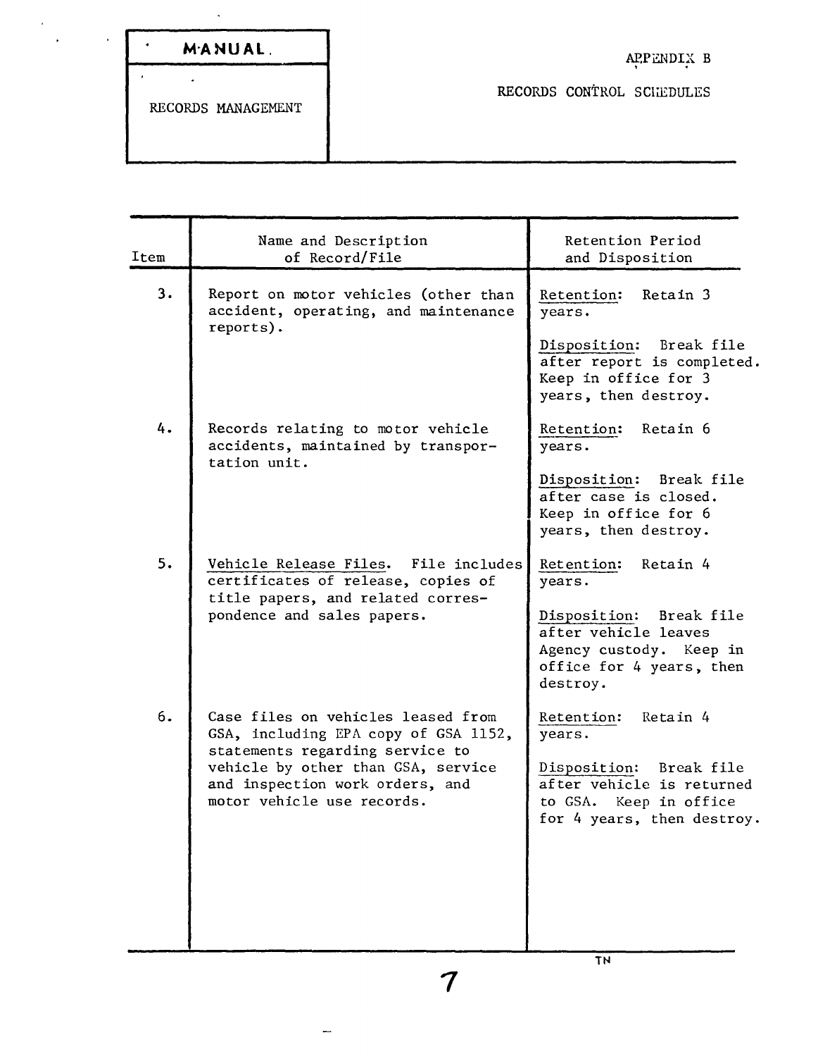| Item | Name and Description of Record/File | Retention Period and Disposition |
|---|---|---|
| 3. | Report on motor vehicles (other than accident, operating, and maintenance reports). | Retention: Retain 3 years.<br><br>Disposition: Break file after report is completed. Keep in office for 3 years, then destroy. |
| 4. | Records relating to motor vehicle accidents, maintained by transportation unit. | Retention: Retain 6 years.<br><br>Disposition: Break file after case is closed. Keep in office for 6 years, then destroy. |
| 5. | Vehicle Release Files. File includes certificates of release, copies of title papers, and related correspondence and sales papers. | Retention: Retain 4 years.<br><br>Disposition: Break file after vehicle leaves Agency custody. Keep in office for 4 years, then destroy. |
| 6. | Case files on vehicles leased from GSA, including EPA copy of GSA 1152, statements regarding service to vehicle by other than GSA, service and inspection work orders, and motor vehicle use records. | Retention: Retain 4 years.<br><br>Disposition: Break file after vehicle is returned to GSA. Keep in office for 4 years, then destroy. |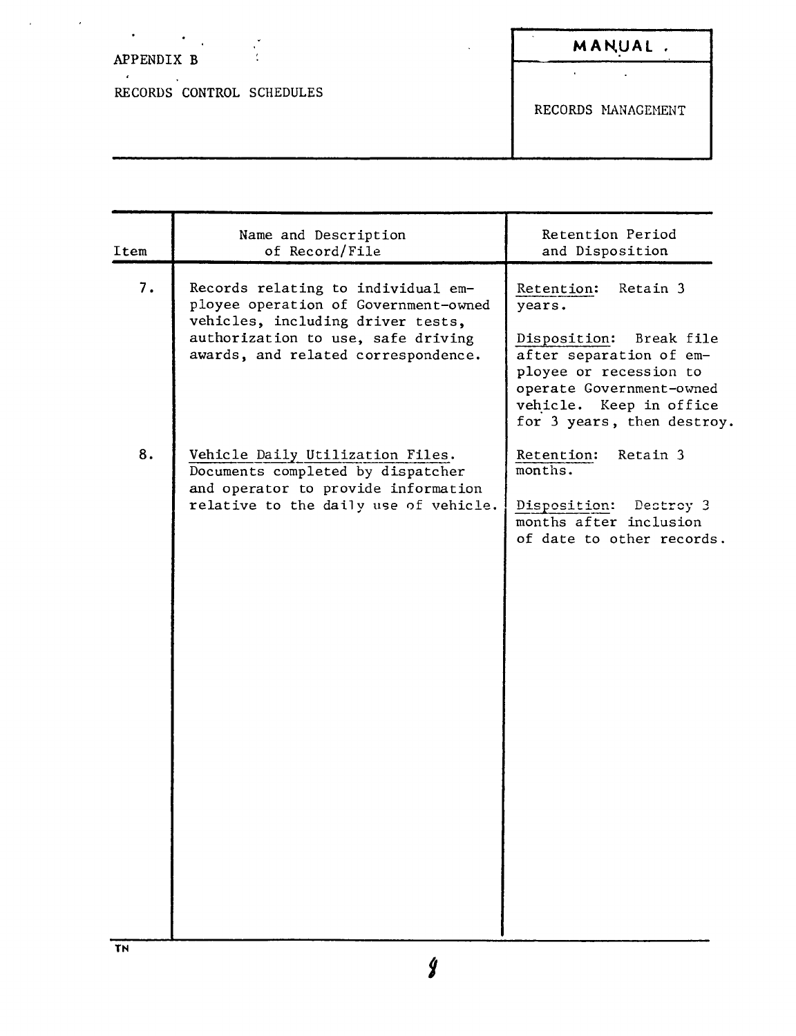APPENDIX B

RECORDS CONTROL SCHEDULES

**MANUAL**

RECORDS MANAGEMENT

| Item | Name and Description of Record/File | Retention Period and Disposition |
|---|---|---|
| 7. | Records relating to individual employee operation of Government-owned vehicles, including driver tests, authorization to use, safe driving awards, and related correspondence. | Retention: Retain 3 years. <br><br> Disposition: Break file after separation of employee or recession to operate Government-owned vehicle. Keep in office for 3 years, then destroy. |
| 8. | Vehicle Daily Utilization Files. Documents completed by dispatcher and operator to provide information relative to the daily use of vehicle. | Retention: Retain 3 months. <br><br> Disposition: Destroy 3 months after inclusion of date to other records. |

TN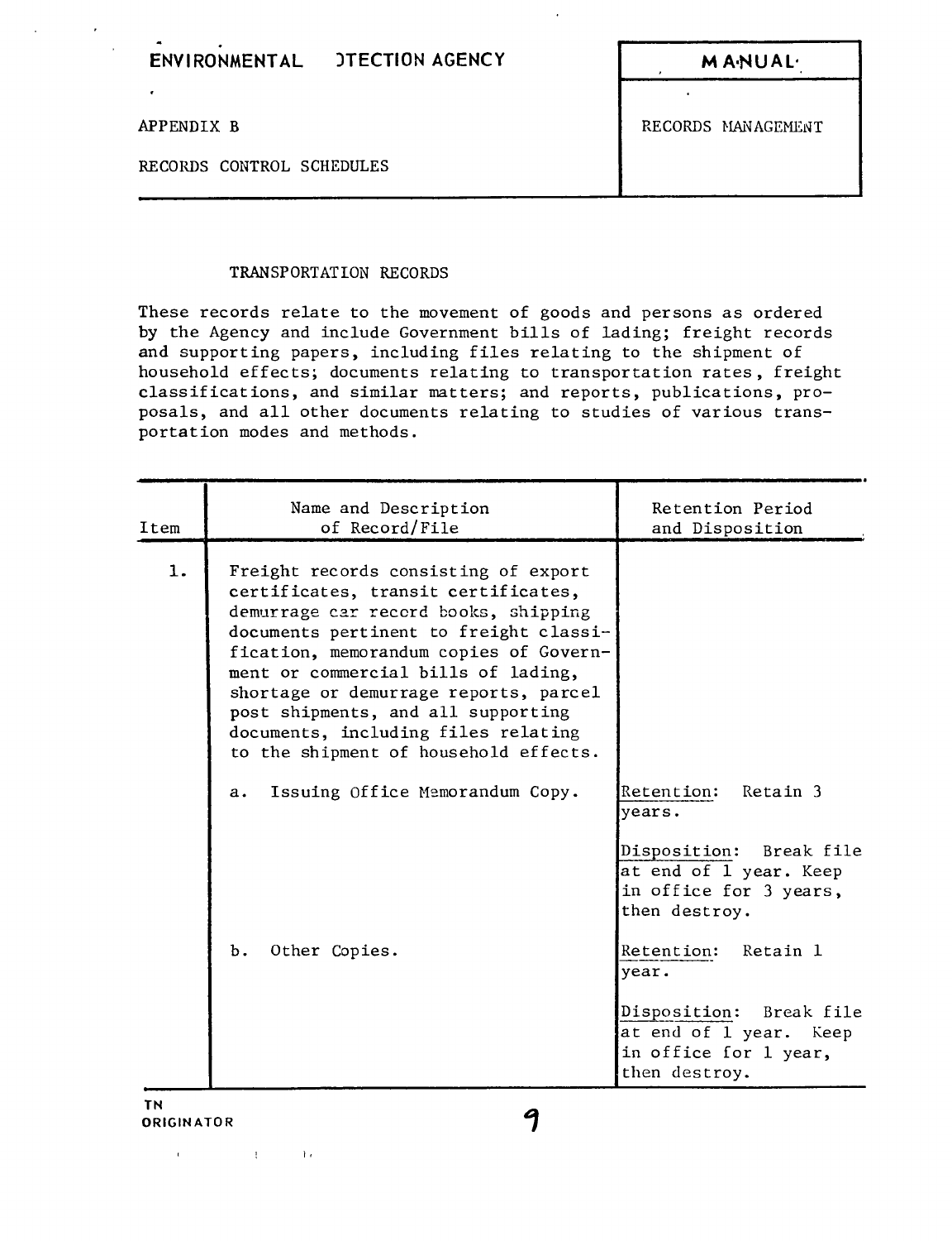ENVIRONMENTAL PROTECTION AGENCY

MANUAL

APPENDIX B

RECORDS MANAGEMENT

RECORDS CONTROL SCHEDULES

## TRANSPORTATION RECORDS

These records relate to the movement of goods and persons as ordered by the Agency and include Government bills of lading; freight records and supporting papers, including files relating to the shipment of household effects; documents relating to transportation rates, freight classifications, and similar matters; and reports, publications, proposals, and all other documents relating to studies of various transportation modes and methods.

| Item | Name and Description of Record/File | Retention Period and Disposition |
|---|---|---|
| 1. | Freight records consisting of export certificates, transit certificates, demurrage car record books, shipping documents pertinent to freight classification, memorandum copies of Government or commercial bills of lading, shortage or demurrage reports, parcel post shipments, and all supporting documents, including files relating to the shipment of household effects. | |
| | a. Issuing Office Memorandum Copy. | Retention: Retain 3 years.<br><br>Disposition: Break file at end of 1 year. Keep in office for 3 years, then destroy. |
| | b. Other Copies. | Retention: Retain 1 year.<br><br>Disposition: Break file at end of 1 year. Keep in office for 1 year, then destroy. |

TN
ORIGINATOR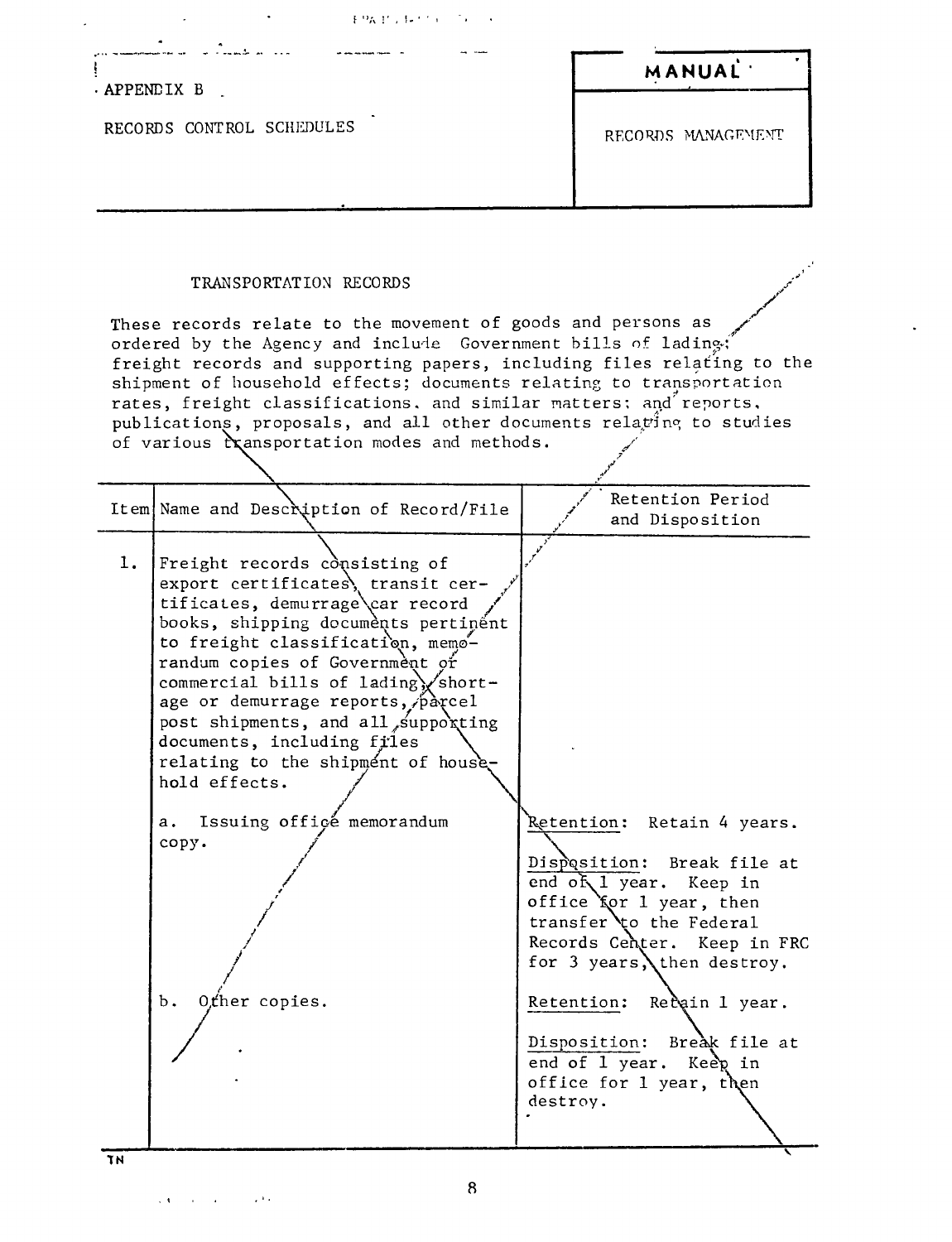APPENDIX B

RECORDS CONTROL SCHEDULES

**MANUAL**

RECORDS MANAGEMENT

## TRANSPORTATION RECORDS

These records relate to the movement of goods and persons as ordered by the Agency and include Government bills of lading; freight records and supporting papers, including files relating to the shipment of household effects; documents relating to transportation rates, freight classifications, and similar matters; and reports, publications, proposals, and all other documents relating to studies of various transportation modes and methods.

| Item | Name and Description of Record/File | Retention Period and Disposition |
|---|---|---|
| 1. | Freight records consisting of export certificates, transit certificates, demurrage car record books, shipping documents pertinent to freight classification, memorandum copies of Government or commercial bills of lading, shortage or demurrage reports, parcel post shipments, and all supporting documents, including files relating to the shipment of household effects. | |
| | a. Issuing office memorandum copy. | Retention: Retain 4 years.<br><br>Disposition: Break file at end of 1 year. Keep in office for 1 year, then transfer to the Federal Records Center. Keep in FRC for 3 years, then destroy. |
| | b. Other copies. | Retention: Retain 1 year.<br><br>Disposition: Break file at end of 1 year. Keep in office for 1 year, then destroy. |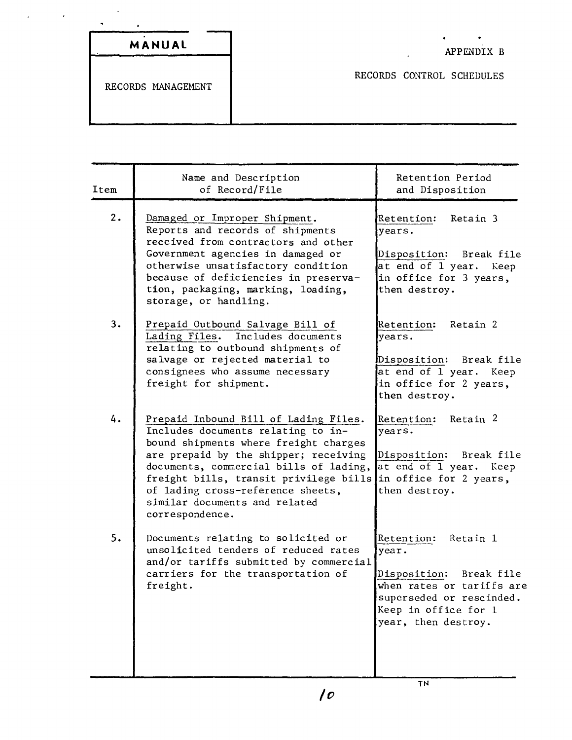**MANUAL**

RECORDS MANAGEMENT

APPENDIX B

RECORDS CONTROL SCHEDULES

| Item | Name and Description of Record/File | Retention Period and Disposition |
|---|---|---|
| 2. | Damaged or Improper Shipment. Reports and records of shipments received from contractors and other Government agencies in damaged or otherwise unsatisfactory condition because of deficiencies in preservation, packaging, marking, loading, storage, or handling. | Retention: Retain 3 years.<br><br>Disposition: Break file at end of 1 year. Keep in office for 3 years, then destroy. |
| 3. | Prepaid Outbound Salvage Bill of Lading Files. Includes documents relating to outbound shipments of salvage or rejected material to consignees who assume necessary freight for shipment. | Retention: Retain 2 years.<br><br>Disposition: Break file at end of 1 year. Keep in office for 2 years, then destroy. |
| 4. | Prepaid Inbound Bill of Lading Files. Includes documents relating to inbound shipments where freight charges are prepaid by the shipper; receiving documents, commercial bills of lading, freight bills, transit privilege bills of lading cross-reference sheets, similar documents and related correspondence. | Retention: Retain 2 years.<br><br>Disposition: Break file at end of 1 year. Keep in office for 2 years, then destroy. |
| 5. | Documents relating to solicited or unsolicited tenders of reduced rates and/or tariffs submitted by commercial carriers for the transportation of freight. | Retention: Retain 1 year.<br><br>Disposition: Break file when rates or tariffs are superseded or rescinded. Keep in office for 1 year, then destroy. |

TN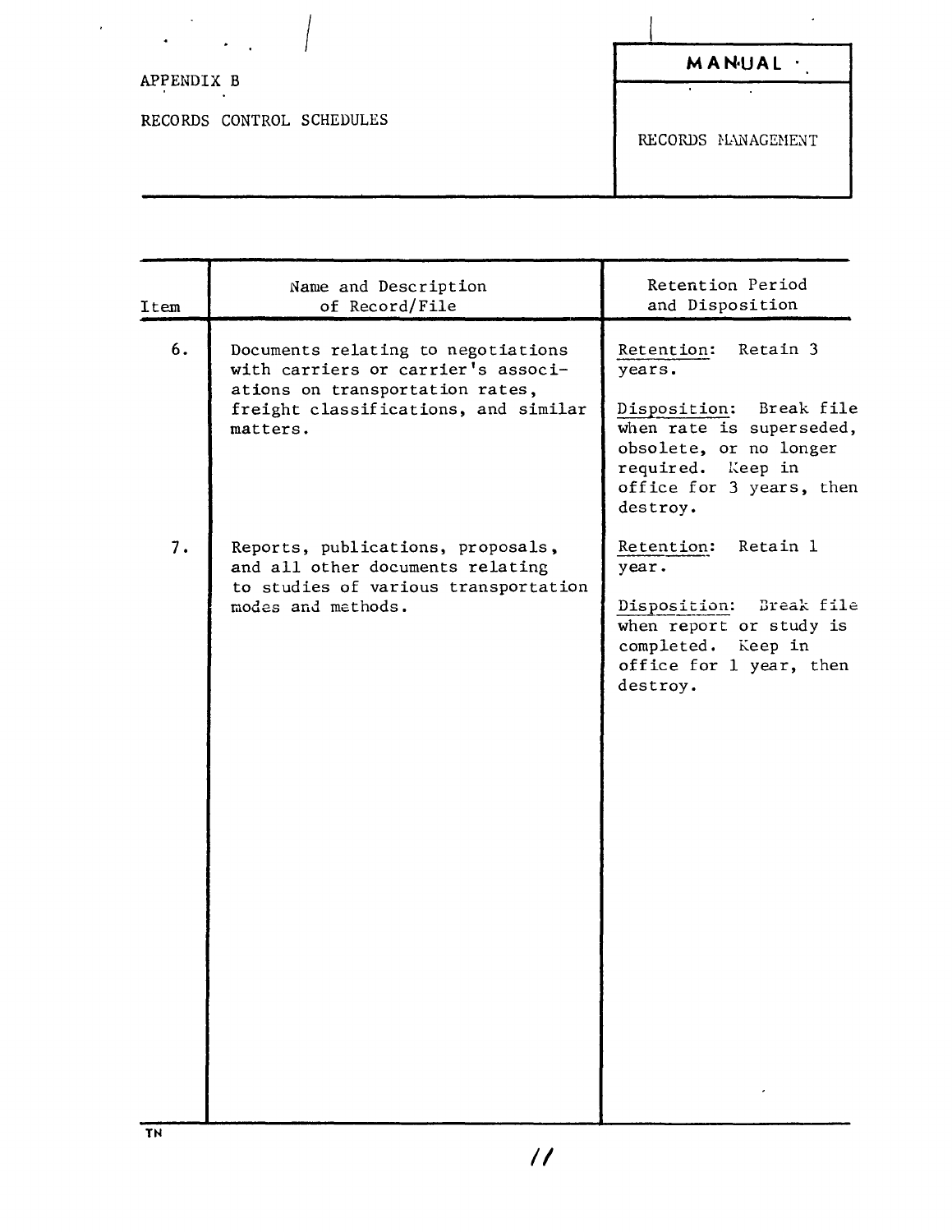APPENDIX B

RECORDS CONTROL SCHEDULES

| MANUAL |
|---|
| RECORDS MANAGEMENT |

| Item | Name and Description of Record/File | Retention Period and Disposition |
|---|---|---|
| 6. | Documents relating to negotiations with carriers or carrier's associations on transportation rates, freight classifications, and similar matters. | Retention: Retain 3 years.<br><br>Disposition: Break file when rate is superseded, obsolete, or no longer required. Keep in office for 3 years, then destroy. |
| 7. | Reports, publications, proposals, and all other documents relating to studies of various transportation modes and methods. | Retention: Retain 1 year.<br><br>Disposition: Break file when report or study is completed. Keep in office for 1 year, then destroy. |

TN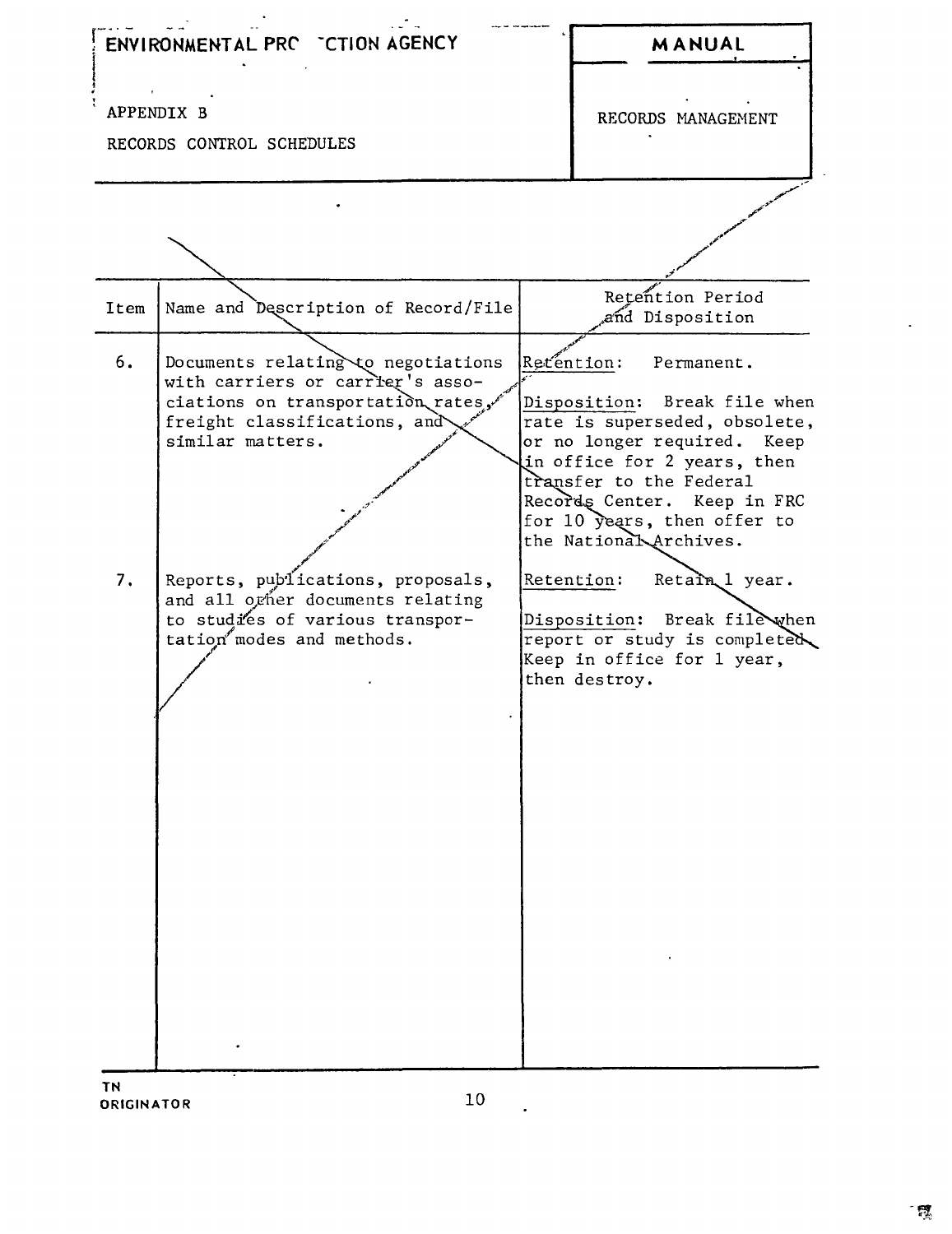ENVIRONMENTAL PROTECTION AGENCY

APPENDIX B

RECORDS CONTROL SCHEDULES

**MANUAL**

RECORDS MANAGEMENT

| Item | Name and Description of Record/File | Retention Period and Disposition |
|---|---|---|
| 6. | Documents relating to negotiations with carriers or carrier's associations on transportation rates, freight classifications, and similar matters. | Retention: Permanent.<br><br>Disposition: Break file when rate is superseded, obsolete, or no longer required. Keep in office for 2 years, then transfer to the Federal Records Center. Keep in FRC for 10 years, then offer to the National Archives. |
| 7. | Reports, publications, proposals, and all other documents relating to studies of various transportation modes and methods. | Retention: Retain 1 year.<br><br>Disposition: Break file when report or study is completed. Keep in office for 1 year, then destroy. |

TN
ORIGINATOR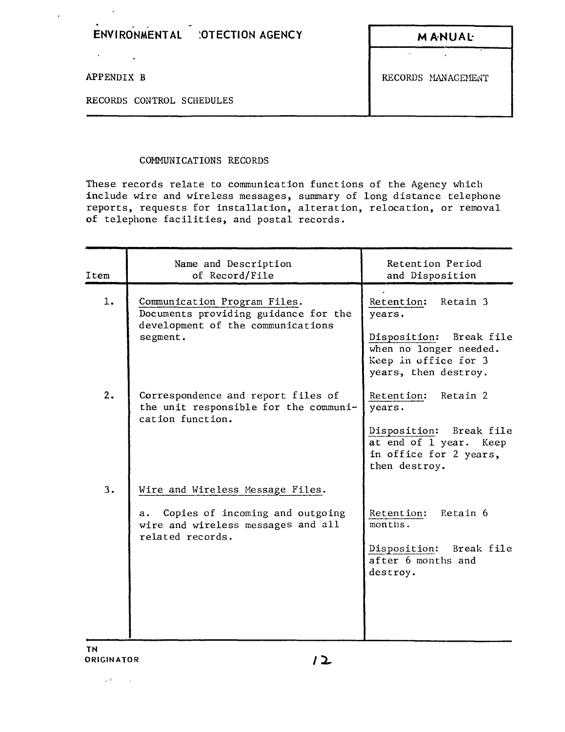ENVIRONMENTAL :OTECTION AGENCY

APPENDIX B

RECORDS CONTROL SCHEDULES

MANUAL

RECORDS MANAGEMENT

## COMMUNICATIONS RECORDS

These records relate to communication functions of the Agency which include wire and wireless messages, summary of long distance telephone reports, requests for installation, alteration, relocation, or removal of telephone facilities, and postal records.

| Item | Name and Description of Record/File | Retention Period and Disposition |
|---|---|---|
| 1. | Communication Program Files. Documents providing guidance for the development of the communications segment. | Retention: Retain 3 years.<br><br>Disposition: Break file when no longer needed. Keep in office for 3 years, then destroy. |
| 2. | Correspondence and report files of the unit responsible for the communication function. | Retention: Retain 2 years.<br><br>Disposition: Break file at end of 1 year. Keep in office for 2 years, then destroy. |
| 3. | Wire and Wireless Message Files. | |
| | a. Copies of incoming and outgoing wire and wireless messages and all related records. | Retention: Retain 6 months.<br><br>Disposition: Break file after 6 months and destroy. |

TN
ORIGINATOR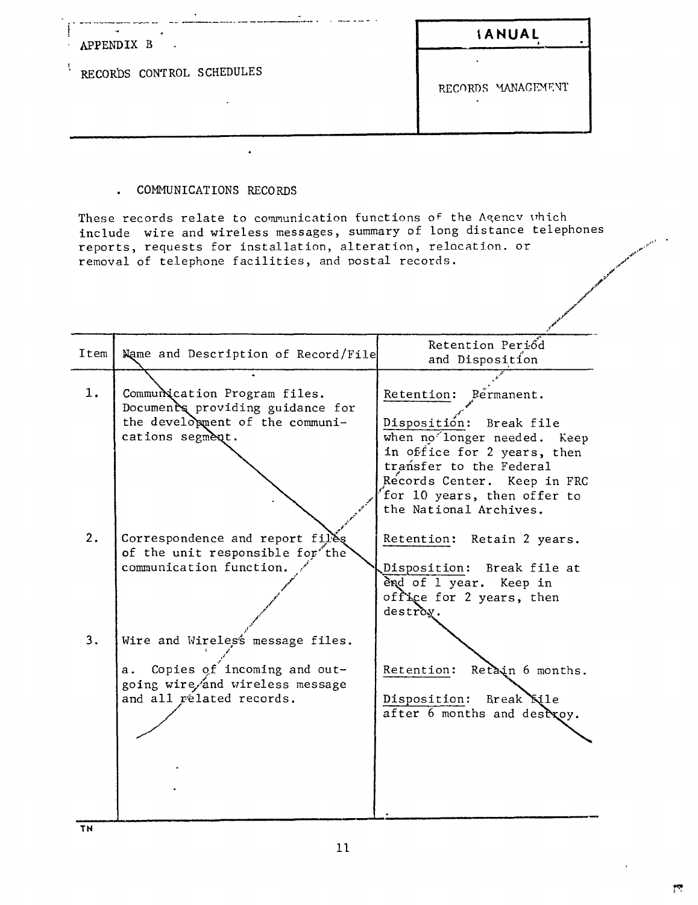APPENDIX B

RECORDS CONTROL SCHEDULES

MANUAL

RECORDS MANAGEMENT

## . COMMUNICATIONS RECORDS

These records relate to communication functions of the Agency which include wire and wireless messages, summary of long distance telephones reports, requests for installation, alteration, relocation. or removal of telephone facilities, and postal records.

| Item | Name and Description of Record/File | Retention Period and Disposition |
|---|---|---|
| 1. | Communication Program files. Documents providing guidance for the development of the communications segment. | Retention: Permanent.<br><br>Disposition: Break file when no longer needed. Keep in office for 2 years, then transfer to the Federal Records Center. Keep in FRC for 10 years, then offer to the National Archives. |
| 2. | Correspondence and report files of the unit responsible for the communication function. | Retention: Retain 2 years.<br><br>Disposition: Break file at end of 1 year. Keep in office for 2 years, then destroy. |
| 3. | Wire and Wireless message files. | |
| | a. Copies of incoming and outgoing wire and wireless message and all related records. | Retention: Retain 6 months.<br><br>Disposition: Break file after 6 months and destroy. |

TN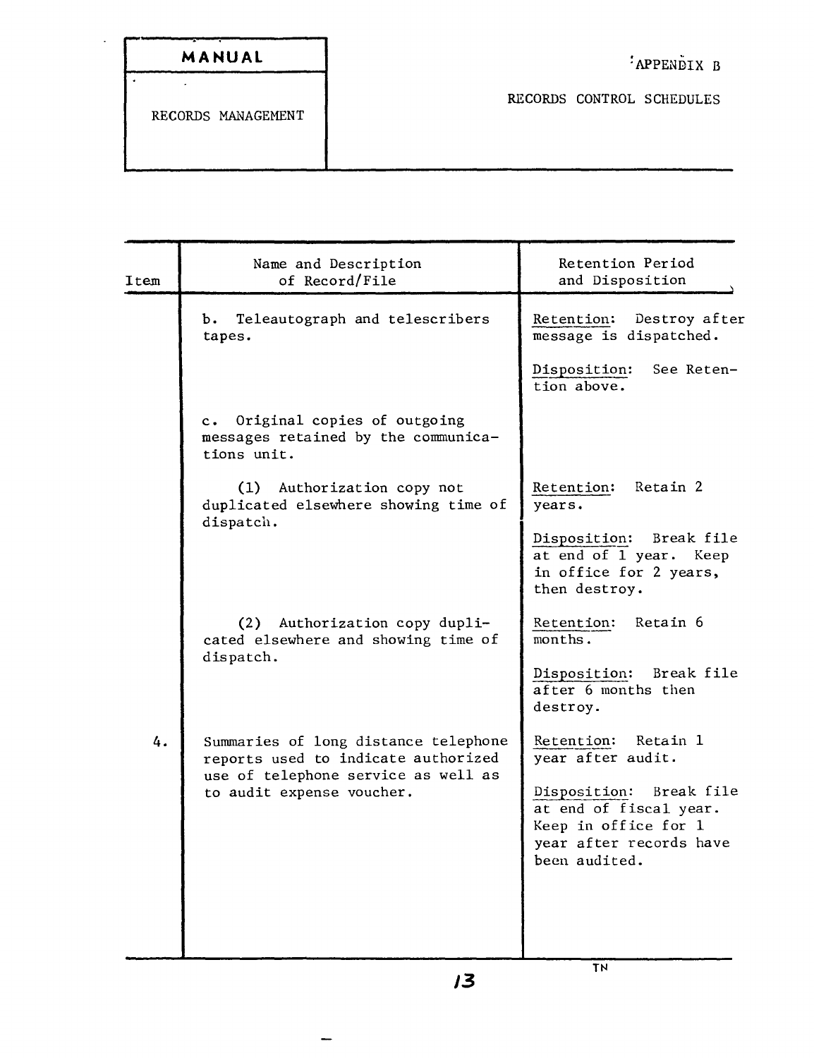MANUAL

RECORDS MANAGEMENT

APPENDIX B

RECORDS CONTROL SCHEDULES

| Item | Name and Description of Record/File | Retention Period and Disposition |
|---|---|---|
| | b. Teleautograph and telescribers tapes. | Retention: Destroy after message is dispatched.<br><br>Disposition: See Retention above. |
| | c. Original copies of outgoing messages retained by the communications unit. | |
| | (1) Authorization copy not duplicated elsewhere showing time of dispatch. | Retention: Retain 2 years.<br><br>Disposition: Break file at end of 1 year. Keep in office for 2 years, then destroy. |
| | (2) Authorization copy duplicated elsewhere and showing time of dispatch. | Retention: Retain 6 months.<br><br>Disposition: Break file after 6 months then destroy. |
| 4. | Summaries of long distance telephone reports used to indicate authorized use of telephone service as well as to audit expense voucher. | Retention: Retain 1 year after audit.<br><br>Disposition: Break file at end of fiscal year. Keep in office for 1 year after records have been audited. |

TN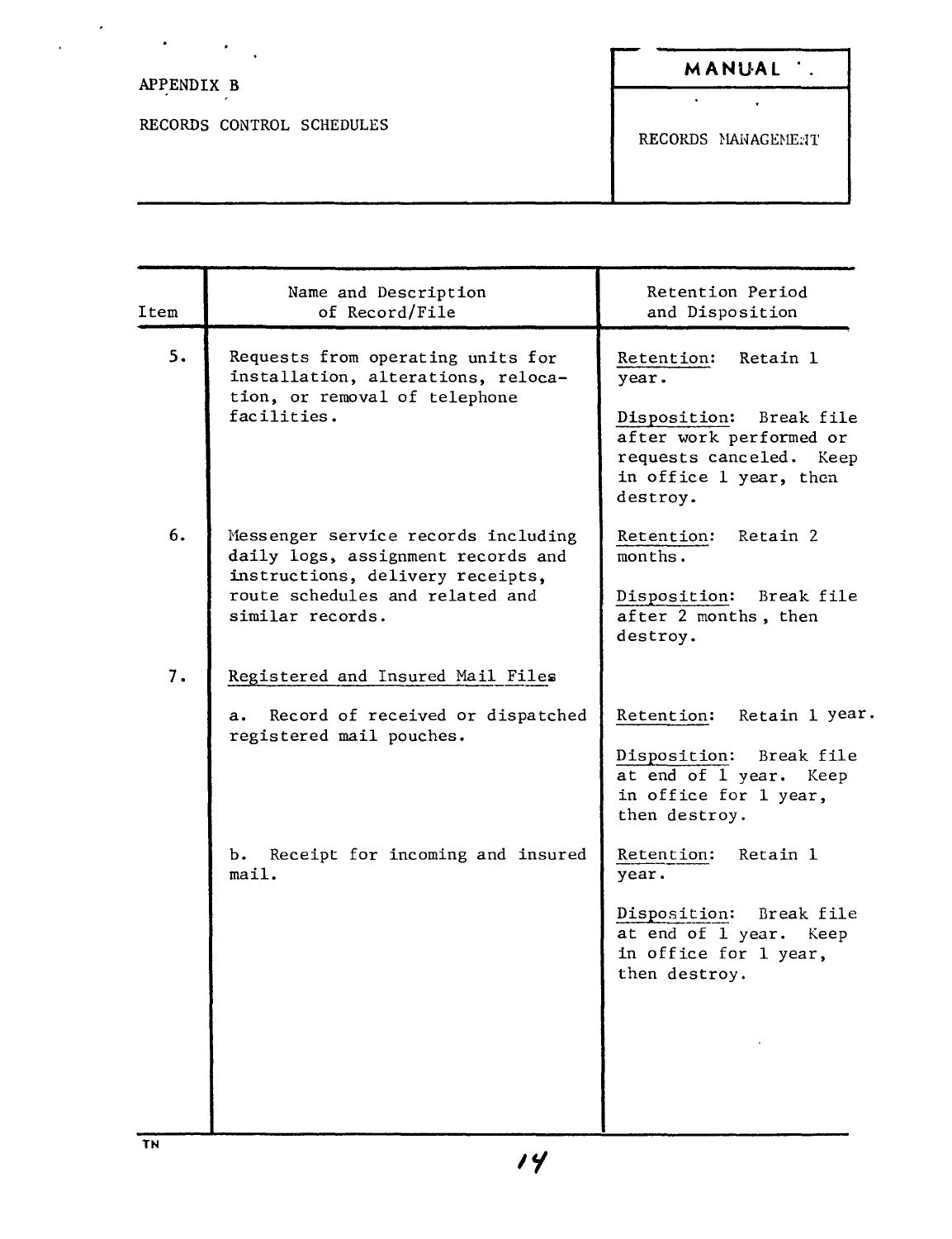APPENDIX B

RECORDS CONTROL SCHEDULES

**MANUAL**

RECORDS MANAGEMENT

| Item | Name and Description of Record/File | Retention Period and Disposition |
|---|---|---|
| 5. | Requests from operating units for installation, alterations, relocation, or removal of telephone facilities. | Retention: Retain 1 year.<br><br>Disposition: Break file after work performed or requests canceled. Keep in office 1 year, then destroy. |
| 6. | Messenger service records including daily logs, assignment records and instructions, delivery receipts, route schedules and related and similar records. | Retention: Retain 2 months.<br><br>Disposition: Break file after 2 months, then destroy. |
| 7. | Registered and Insured Mail Files | |
| | a. Record of received or dispatched registered mail pouches. | Retention: Retain 1 year.<br><br>Disposition: Break file at end of 1 year. Keep in office for 1 year, then destroy. |
| | b. Receipt for incoming and insured mail. | Retention: Retain 1 year.<br><br>Disposition: Break file at end of 1 year. Keep in office for 1 year, then destroy. |

TN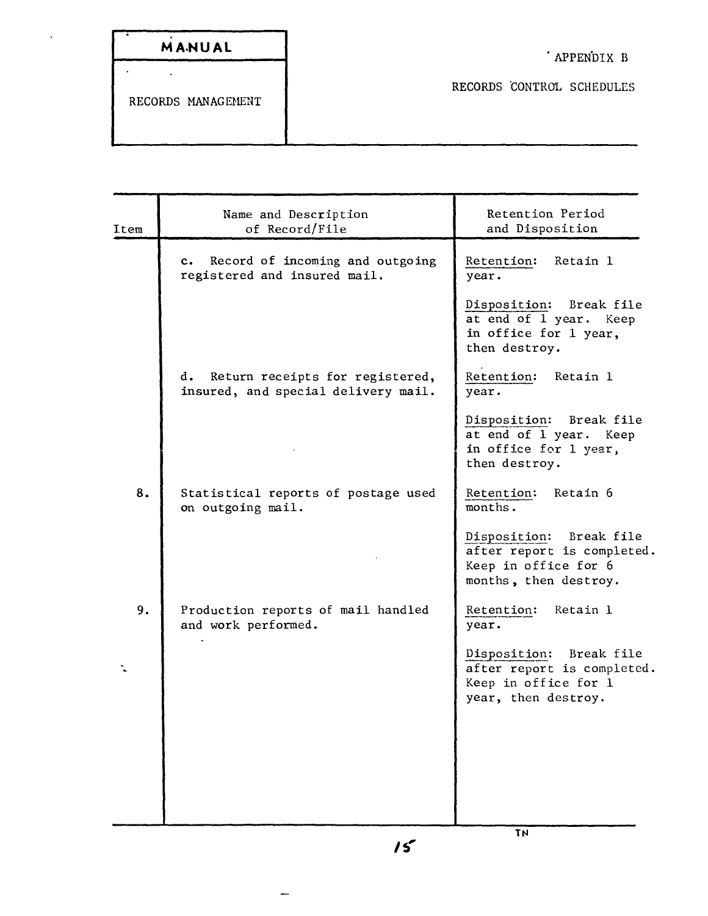| Item | Name and Description of Record/File | Retention Period and Disposition |
|---|---|---|
| | c. Record of incoming and outgoing registered and insured mail. | Retention: Retain 1 year.<br><br>Disposition: Break file at end of 1 year. Keep in office for 1 year, then destroy. |
| | d. Return receipts for registered, insured, and special delivery mail. | Retention: Retain 1 year.<br><br>Disposition: Break file at end of 1 year. Keep in office for 1 year, then destroy. |
| 8. | Statistical reports of postage used on outgoing mail. | Retention: Retain 6 months.<br><br>Disposition: Break file after report is completed. Keep in office for 6 months, then destroy. |
| 9. | Production reports of mail handled and work performed. | Retention: Retain 1 year.<br><br>Disposition: Break file after report is completed. Keep in office for 1 year, then destroy. |

TN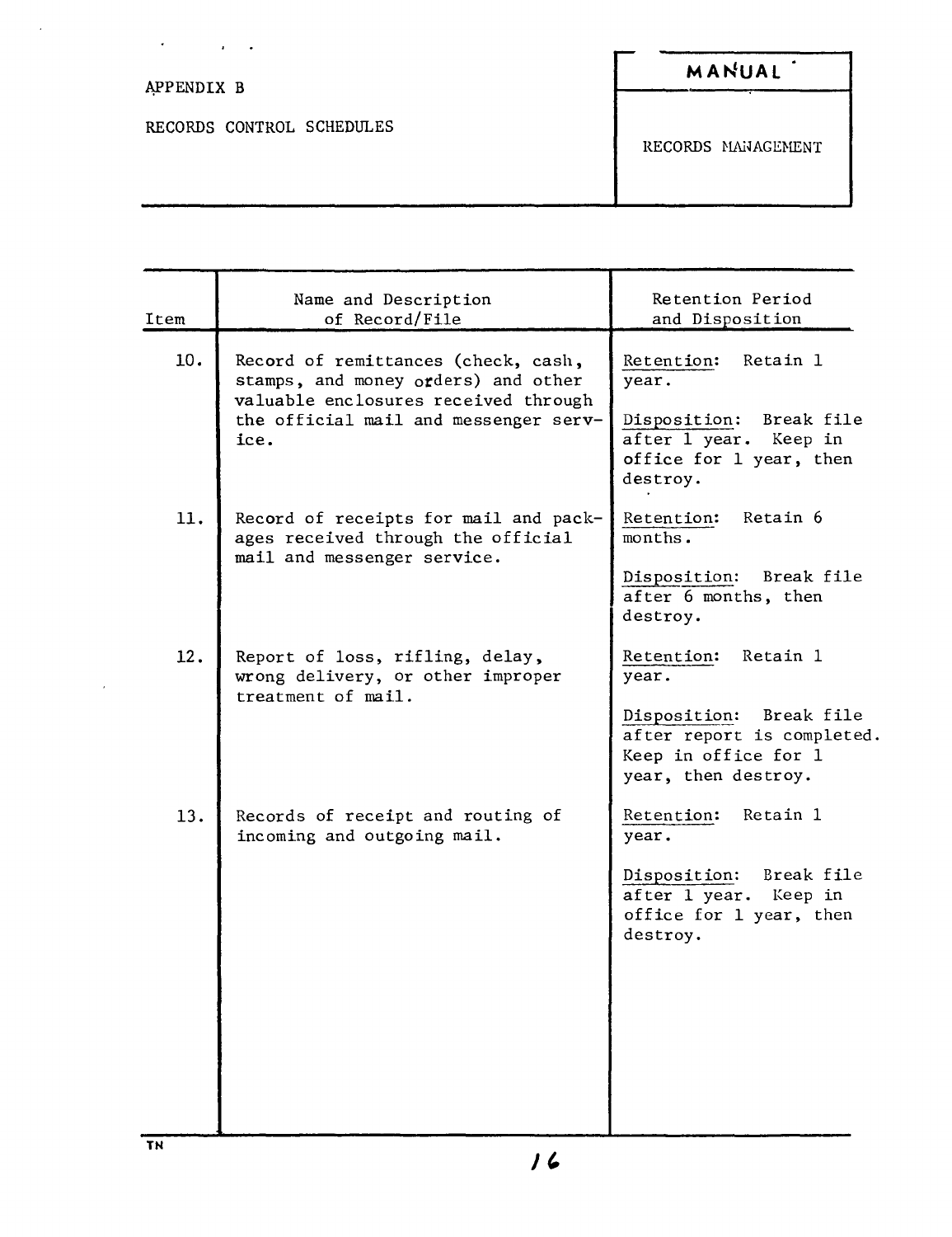APPENDIX B

RECORDS CONTROL SCHEDULES

**MANUAL**

RECORDS MANAGEMENT

| Item | Name and Description of Record/File | Retention Period and Disposition |
|---|---|---|
| 10. | Record of remittances (check, cash, stamps, and money orders) and other valuable enclosures received through the official mail and messenger service. | Retention: Retain 1 year. Disposition: Break file after 1 year. Keep in office for 1 year, then destroy. |
| 11. | Record of receipts for mail and packages received through the official mail and messenger service. | Retention: Retain 6 months. Disposition: Break file after 6 months, then destroy. |
| 12. | Report of loss, rifling, delay, wrong delivery, or other improper treatment of mail. | Retention: Retain 1 year. Disposition: Break file after report is completed. Keep in office for 1 year, then destroy. |
| 13. | Records of receipt and routing of incoming and outgoing mail. | Retention: Retain 1 year. Disposition: Break file after 1 year. Keep in office for 1 year, then destroy. |

TN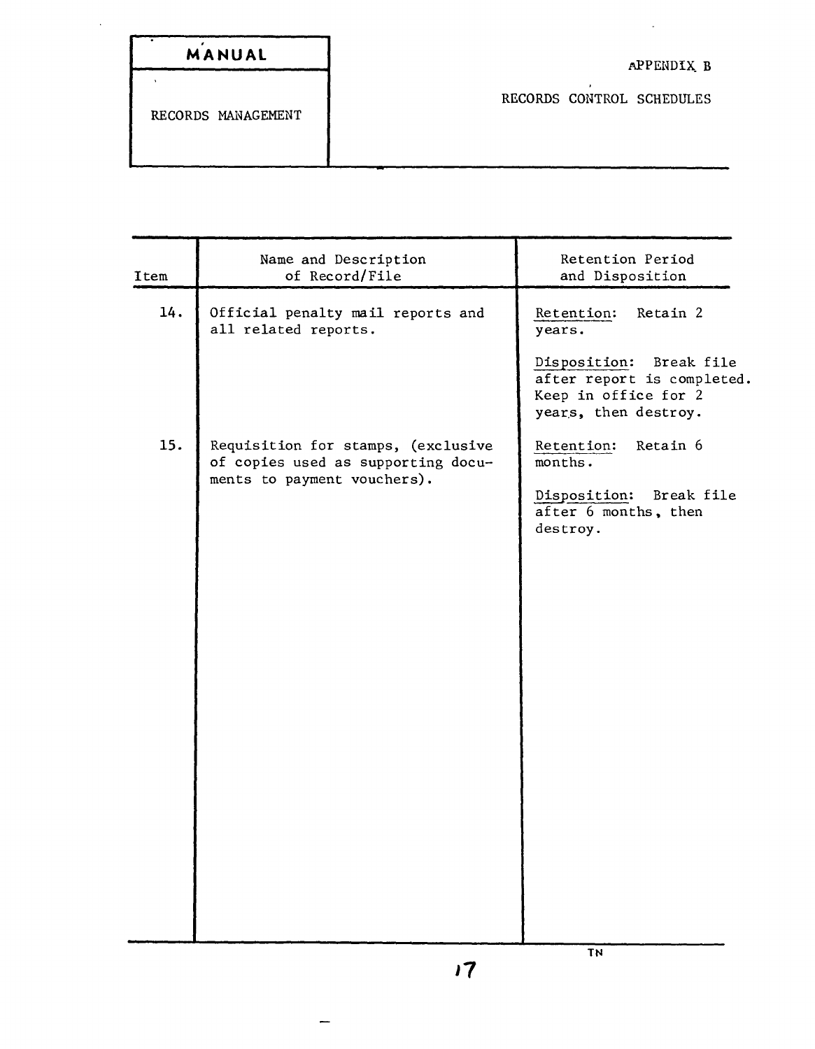| MANUAL | APPENDIX B |
|---|---|
| RECORDS MANAGEMENT | RECORDS CONTROL SCHEDULES |

| Item | Name and Description of Record/File | Retention Period and Disposition |
|---|---|---|
| 14. | Official penalty mail reports and all related reports. | Retention: Retain 2 years.<br><br>Disposition: Break file after report is completed. Keep in office for 2 years, then destroy. |
| 15. | Requisition for stamps, (exclusive of copies used as supporting documents to payment vouchers). | Retention: Retain 6 months.<br><br>Disposition: Break file after 6 months, then destroy. |

TN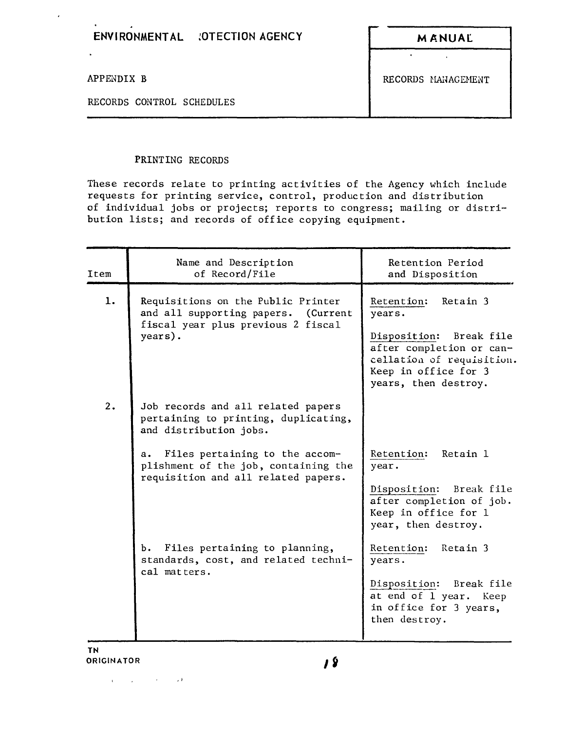ENVIRONMENTAL PROTECTION AGENCY — MANUAL

APPENDIX B — RECORDS MANAGEMENT

RECORDS CONTROL SCHEDULES

## PRINTING RECORDS

These records relate to printing activities of the Agency which include requests for printing service, control, production and distribution of individual jobs or projects; reports to congress; mailing or distribution lists; and records of office copying equipment.

| Item | Name and Description of Record/File | Retention Period and Disposition |
|---|---|---|
| 1. | Requisitions on the Public Printer and all supporting papers. (Current fiscal year plus previous 2 fiscal years). | Retention: Retain 3 years.<br><br>Disposition: Break file after completion or cancellation of requisition. Keep in office for 3 years, then destroy. |
| 2. | Job records and all related papers pertaining to printing, duplicating, and distribution jobs. | |
| | a. Files pertaining to the accomplishment of the job, containing the requisition and all related papers. | Retention: Retain 1 year.<br><br>Disposition: Break file after completion of job. Keep in office for 1 year, then destroy. |
| | b. Files pertaining to planning, standards, cost, and related technical matters. | Retention: Retain 3 years.<br><br>Disposition: Break file at end of 1 year. Keep in office for 3 years, then destroy. |

TN
ORIGINATOR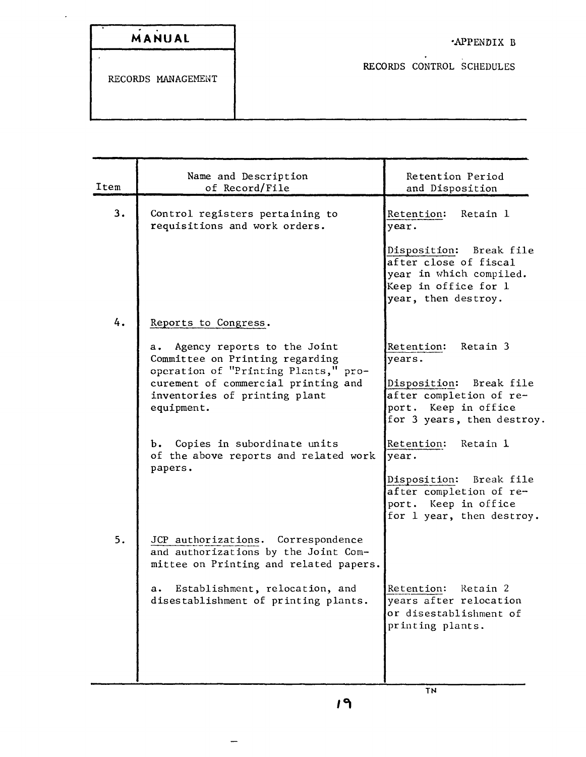| MANUAL | APPENDIX B |
|---|---|
| RECORDS MANAGEMENT | RECORDS CONTROL SCHEDULES |

| Item | Name and Description of Record/File | Retention Period and Disposition |
|---|---|---|
| 3. | Control registers pertaining to requisitions and work orders. | Retention: Retain 1 year.<br><br>Disposition: Break file after close of fiscal year in which compiled. Keep in office for 1 year, then destroy. |
| 4. | Reports to Congress. | |
| | a. Agency reports to the Joint Committee on Printing regarding operation of "Printing Plants," procurement of commercial printing and inventories of printing plant equipment. | Retention: Retain 3 years.<br><br>Disposition: Break file after completion of report. Keep in office for 3 years, then destroy. |
| | b. Copies in subordinate units of the above reports and related work papers. | Retention: Retain 1 year.<br><br>Disposition: Break file after completion of report. Keep in office for 1 year, then destroy. |
| 5. | JCP authorizations. Correspondence and authorizations by the Joint Committee on Printing and related papers. | |
| | a. Establishment, relocation, and disestablishment of printing plants. | Retention: Retain 2 years after relocation or disestablishment of printing plants. |

TN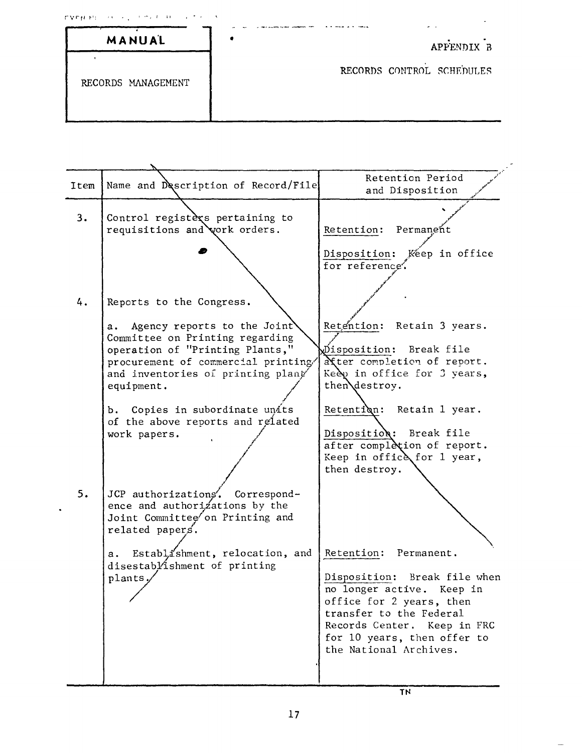| MANUAL | APPENDIX B |
| --- | --- |
| RECORDS MANAGEMENT | RECORDS CONTROL SCHEDULES |

| Item | Name and Description of Record/File | Retention Period and Disposition |
| --- | --- | --- |
| 3. | Control registers pertaining to requisitions and work orders. | Retention: Permanent<br><br>Disposition: Keep in office for reference. |
| 4. | Reports to the Congress. | |
| | a. Agency reports to the Joint Committee on Printing regarding operation of "Printing Plants," procurement of commercial printing and inventories of printing plant equipment. | Retention: Retain 3 years.<br><br>Disposition: Break file after completion of report. Keep in office for 3 years, then destroy. |
| | b. Copies in subordinate units of the above reports and related work papers. | Retention: Retain 1 year.<br><br>Disposition: Break file after completion of report. Keep in office for 1 year, then destroy. |
| 5. | JCP authorizations. Correspondence and authorizations by the Joint Committee on Printing and related papers. | |
| | a. Establishment, relocation, and disestablishment of printing plants. | Retention: Permanent.<br><br>Disposition: Break file when no longer active. Keep in office for 2 years, then transfer to the Federal Records Center. Keep in FRC for 10 years, then offer to the National Archives. |

TN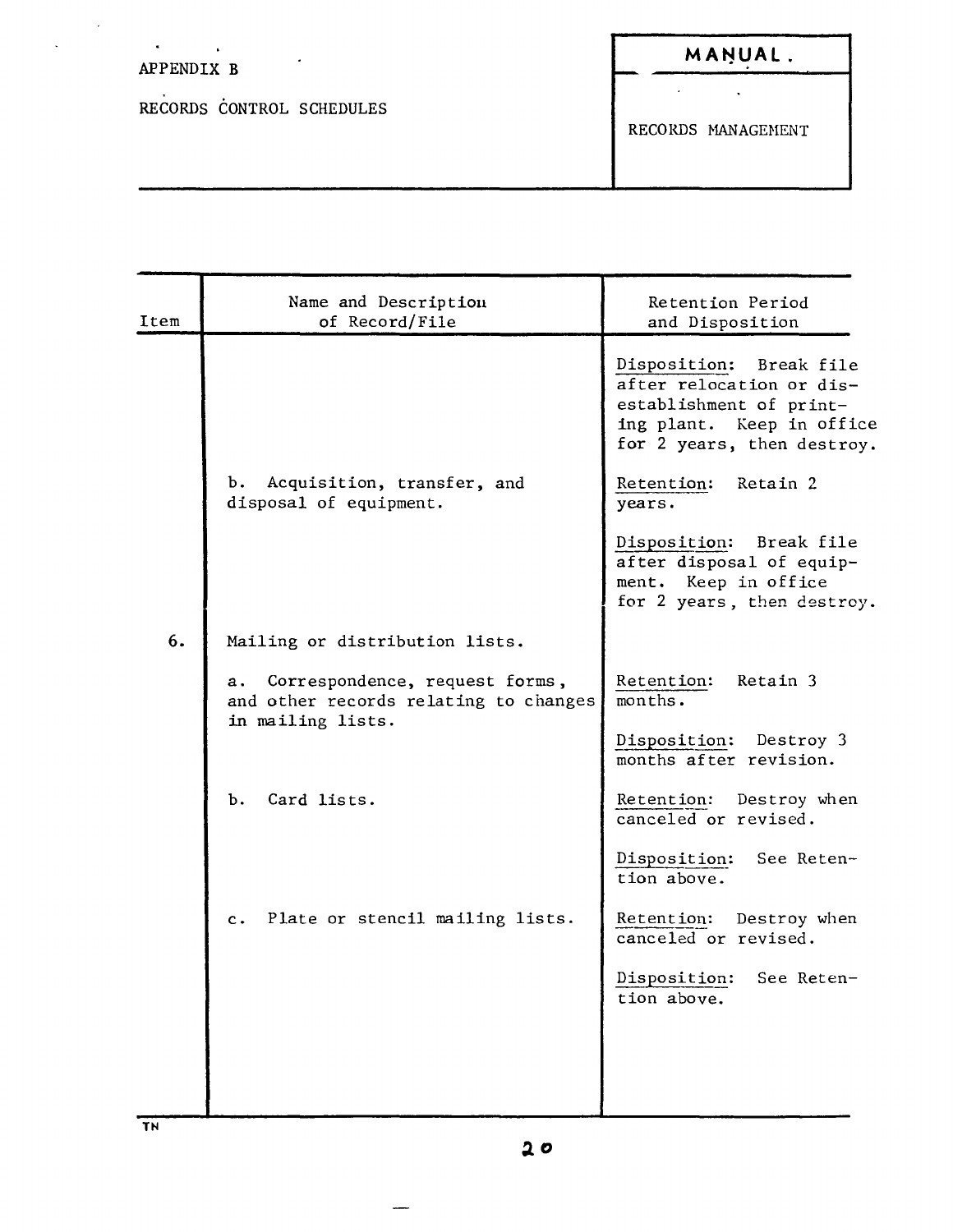APPENDIX B

RECORDS CONTROL SCHEDULES

**MANUAL.**

RECORDS MANAGEMENT

| Item | Name and Description of Record/File | Retention Period and Disposition |
|---|---|---|
| | | Disposition: Break file after relocation or disestablishment of printing plant. Keep in office for 2 years, then destroy. |
| | b. Acquisition, transfer, and disposal of equipment. | Retention: Retain 2 years.<br><br>Disposition: Break file after disposal of equipment. Keep in office for 2 years, then destroy. |
| 6. | Mailing or distribution lists. | |
| | a. Correspondence, request forms, and other records relating to changes in mailing lists. | Retention: Retain 3 months.<br><br>Disposition: Destroy 3 months after revision. |
| | b. Card lists. | Retention: Destroy when canceled or revised.<br><br>Disposition: See Retention above. |
| | c. Plate or stencil mailing lists. | Retention: Destroy when canceled or revised.<br><br>Disposition: See Retention above. |

TN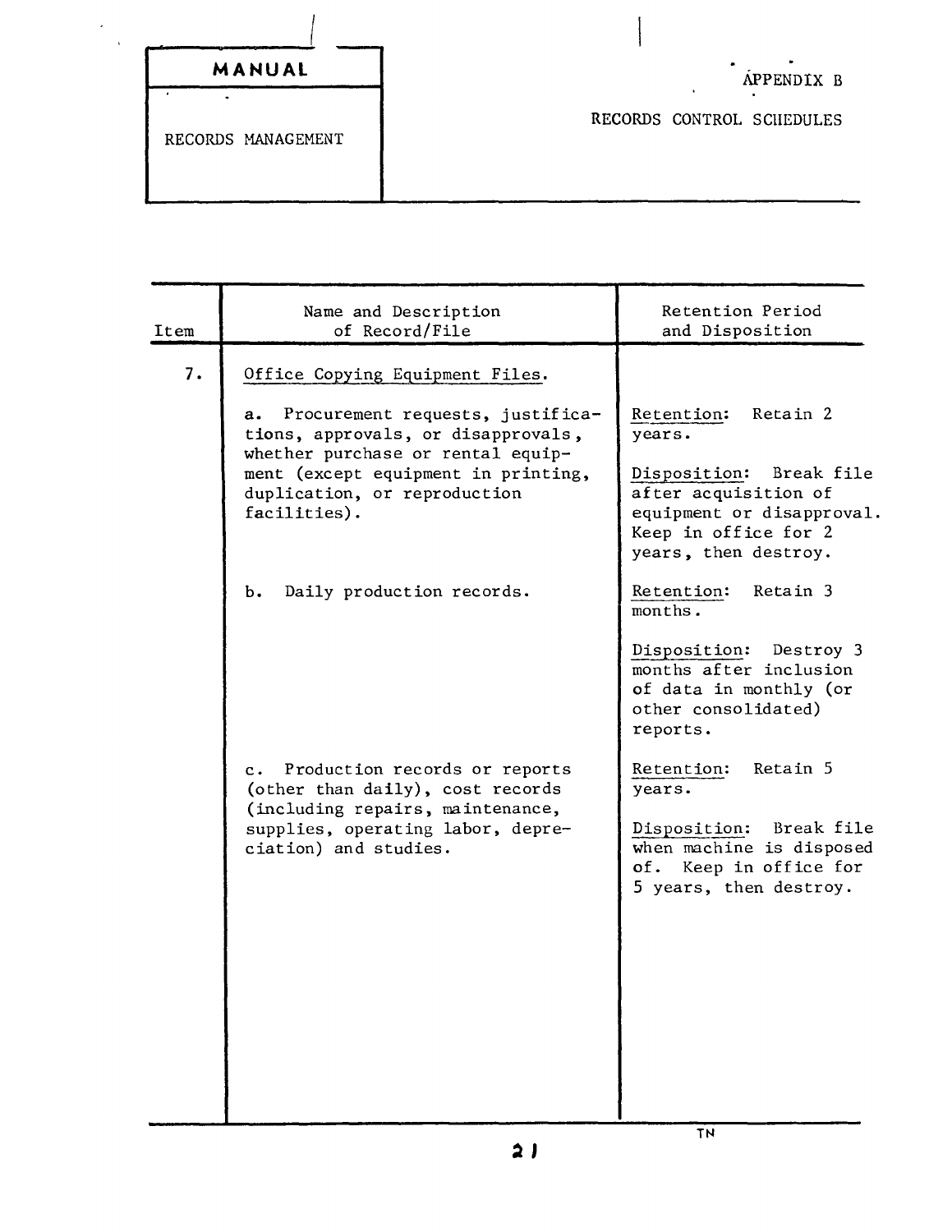**MANUAL**

RECORDS MANAGEMENT

APPENDIX B

RECORDS CONTROL SCHEDULES

| Item | Name and Description of Record/File | Retention Period and Disposition |
|---|---|---|
| 7. | Office Copying Equipment Files. | |
| | a. Procurement requests, justifications, approvals, or disapprovals, whether purchase or rental equipment (except equipment in printing, duplication, or reproduction facilities). | Retention: Retain 2 years.<br><br>Disposition: Break file after acquisition of equipment or disapproval. Keep in office for 2 years, then destroy. |
| | b. Daily production records. | Retention: Retain 3 months.<br><br>Disposition: Destroy 3 months after inclusion of data in monthly (or other consolidated) reports. |
| | c. Production records or reports (other than daily), cost records (including repairs, maintenance, supplies, operating labor, depreciation) and studies. | Retention: Retain 5 years.<br><br>Disposition: Break file when machine is disposed of. Keep in office for 5 years, then destroy. |

TN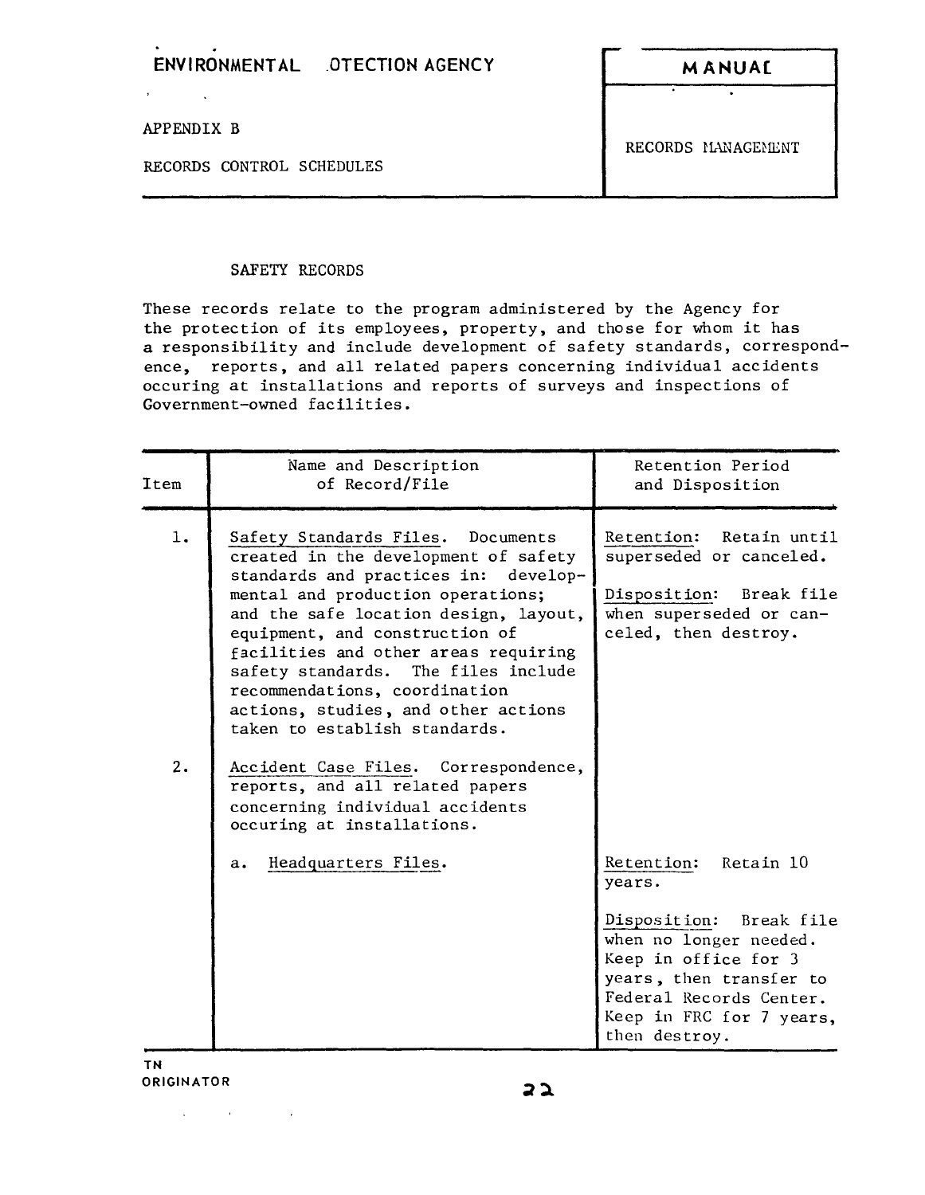## SAFETY RECORDS

These records relate to the program administered by the Agency for the protection of its employees, property, and those for whom it has a responsibility and include development of safety standards, correspondence, reports, and all related papers concerning individual accidents occuring at installations and reports of surveys and inspections of Government-owned facilities.

| Item | Name and Description of Record/File | Retention Period and Disposition |
|---|---|---|
| 1. | Safety Standards Files. Documents created in the development of safety standards and practices in: developmental and production operations; and the safe location design, layout, equipment, and construction of facilities and other areas requiring safety standards. The files include recommendations, coordination actions, studies, and other actions taken to establish standards. | Retention: Retain until superseded or canceled.<br><br>Disposition: Break file when superseded or canceled, then destroy. |
| 2. | Accident Case Files. Correspondence, reports, and all related papers concerning individual accidents occuring at installations. | |
| | a. Headquarters Files. | Retention: Retain 10 years.<br><br>Disposition: Break file when no longer needed. Keep in office for 3 years, then transfer to Federal Records Center. Keep in FRC for 7 years, then destroy. |

TN
ORIGINATOR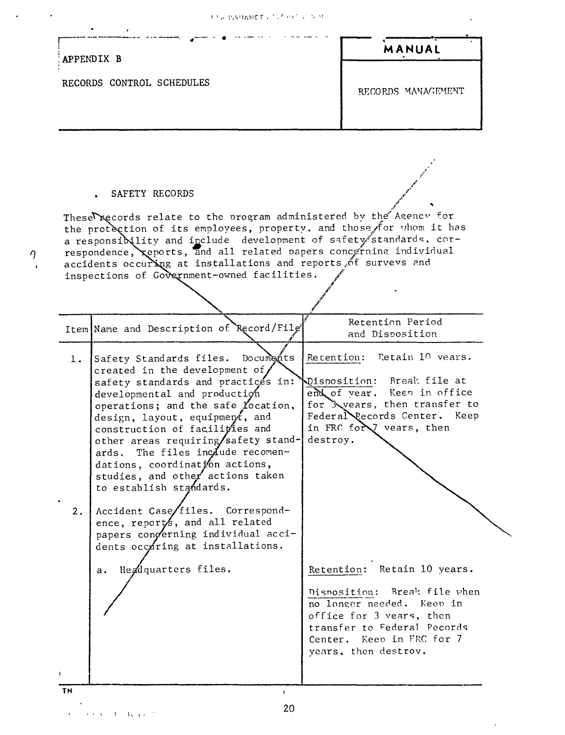APPENDIX B

RECORDS CONTROL SCHEDULES

**MANUAL**

RECORDS MANAGEMENT

. SAFETY RECORDS

These records relate to the program administered by the Agency for the protection of its employees, property, and those for whom it has a responsibility and include development of safety standards, correspondence, reports, and all related papers concerning individual accidents occuring at installations and reports of surveys and inspections of Government-owned facilities.

| Item | Name and Description of Record/File | Retention Period and Disposition |
|---|---|---|
| 1. | Safety Standards files. Documents created in the development of safety standards and practices in: developmental and production operations; and the safe location, design, layout, equipment, and construction of facilities and other areas requiring safety standards. The files include recomendations, coordination actions, studies, and other actions taken to establish standards. | Retention: Retain 10 years.<br><br>Disposition: Break file at end of year. Keep in office for 3 years, then transfer to Federal Records Center. Keep in FRC for 7 years, then destroy. |
| 2. | Accident Case files. Correspondence, reports, and all related papers concerning individual accidents occuring at installations. | |
| | a. Headquarters files. | Retention: Retain 10 years.<br><br>Disposition: Break file when no longer needed. Keep in office for 3 years, then transfer to Federal Records Center. Keep in FRC for 7 years, then destroy. |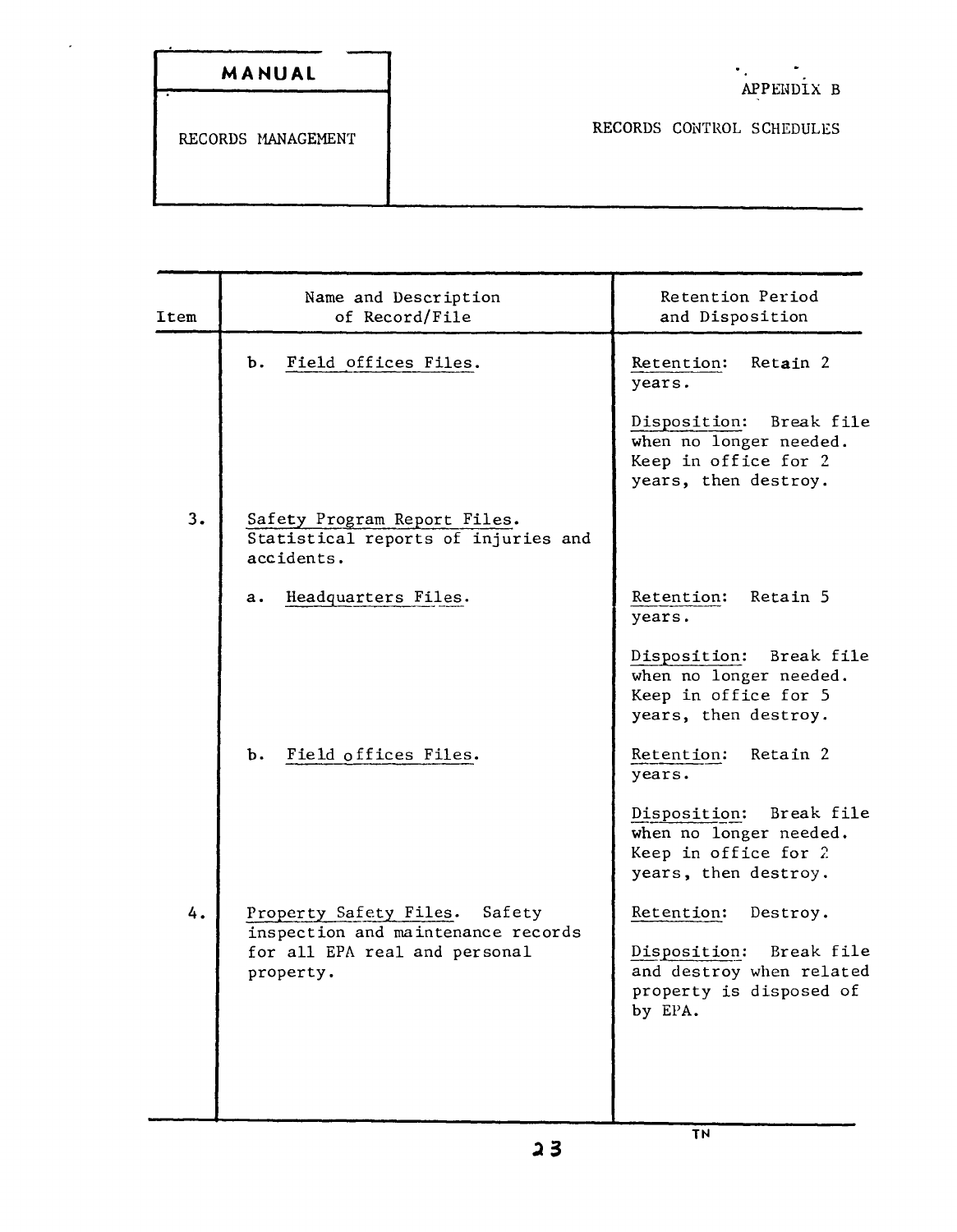| MANUAL | APPENDIX B |
|---|---|
| RECORDS MANAGEMENT | RECORDS CONTROL SCHEDULES |

| Item | Name and Description of Record/File | Retention Period and Disposition |
|---|---|---|
| | b. Field offices Files. | Retention: Retain 2 years.<br><br>Disposition: Break file when no longer needed. Keep in office for 2 years, then destroy. |
| 3. | Safety Program Report Files. Statistical reports of injuries and accidents. | |
| | a. Headquarters Files. | Retention: Retain 5 years.<br><br>Disposition: Break file when no longer needed. Keep in office for 5 years, then destroy. |
| | b. Field offices Files. | Retention: Retain 2 years.<br><br>Disposition: Break file when no longer needed. Keep in office for 2 years, then destroy. |
| 4. | Property Safety Files. Safety inspection and maintenance records for all EPA real and personal property. | Retention: Destroy.<br><br>Disposition: Break file and destroy when related property is disposed of by EPA. |

TN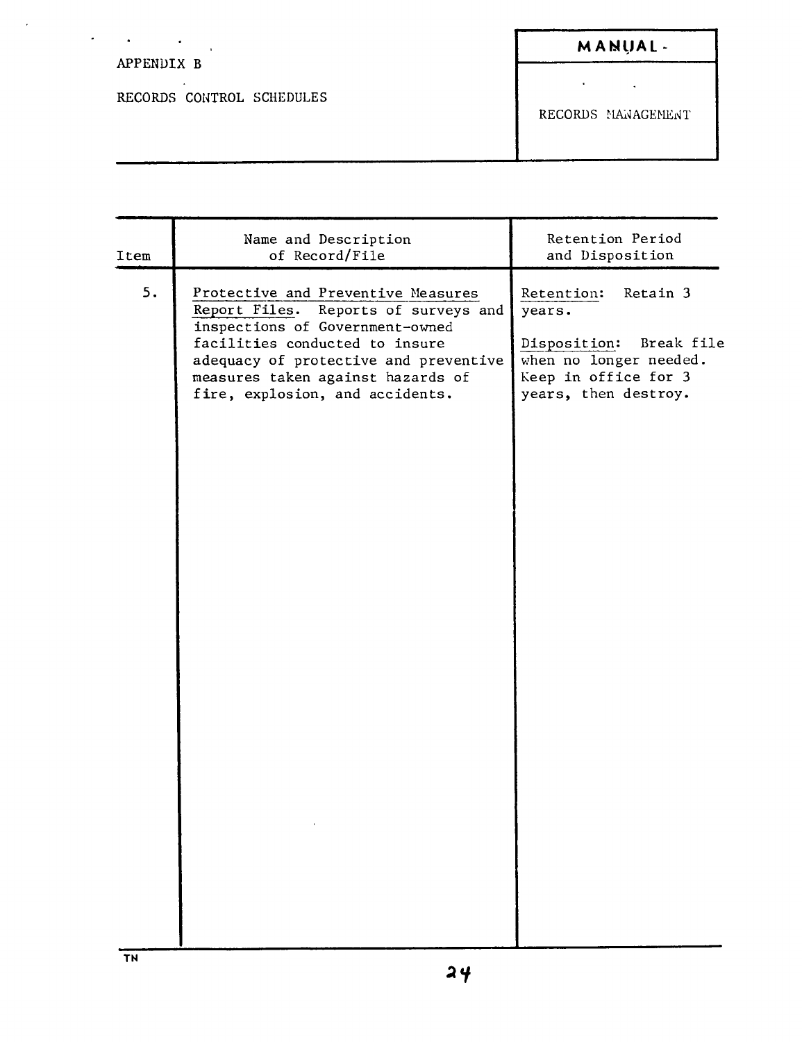APPENDIX B

RECORDS CONTROL SCHEDULES

**MANUAL**

RECORDS MANAGEMENT

| Item | Name and Description of Record/File | Retention Period and Disposition |
|---|---|---|
| 5. | Protective and Preventive Measures Report Files. Reports of surveys and inspections of Government-owned facilities conducted to insure adequacy of protective and preventive measures taken against hazards of fire, explosion, and accidents. | Retention: Retain 3 years.<br><br>Disposition: Break file when no longer needed. Keep in office for 3 years, then destroy. |

TN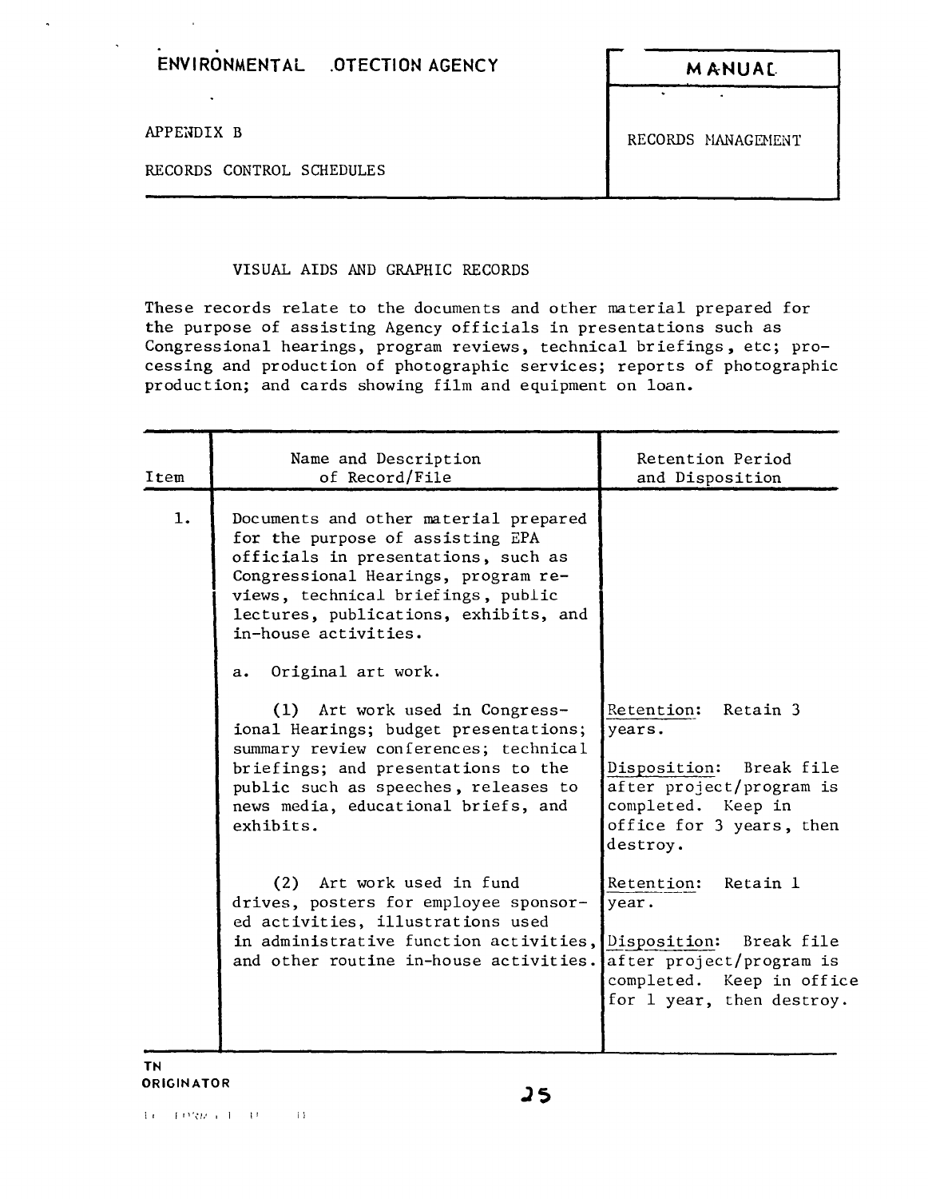ENVIRONMENTAL .OTECTION AGENCY — MANUAL

APPENDIX B — RECORDS MANAGEMENT

RECORDS CONTROL SCHEDULES

## VISUAL AIDS AND GRAPHIC RECORDS

These records relate to the documents and other material prepared for the purpose of assisting Agency officials in presentations such as Congressional hearings, program reviews, technical briefings, etc; processing and production of photographic services; reports of photographic production; and cards showing film and equipment on loan.

| Item | Name and Description of Record/File | Retention Period and Disposition |
|---|---|---|
| 1. | Documents and other material prepared for the purpose of assisting EPA officials in presentations, such as Congressional Hearings, program reviews, technical briefings, public lectures, publications, exhibits, and in-house activities. | |
| | a. Original art work. | |
| | (1) Art work used in Congressional Hearings; budget presentations; summary review conferences; technical briefings; and presentations to the public such as speeches, releases to news media, educational briefs, and exhibits. | Retention: Retain 3 years.<br><br>Disposition: Break file after project/program is completed. Keep in office for 3 years, then destroy. |
| | (2) Art work used in fund drives, posters for employee sponsored activities, illustrations used in administrative function activities, and other routine in-house activities. | Retention: Retain 1 year.<br><br>Disposition: Break file after project/program is completed. Keep in office for 1 year, then destroy. |

TN
ORIGINATOR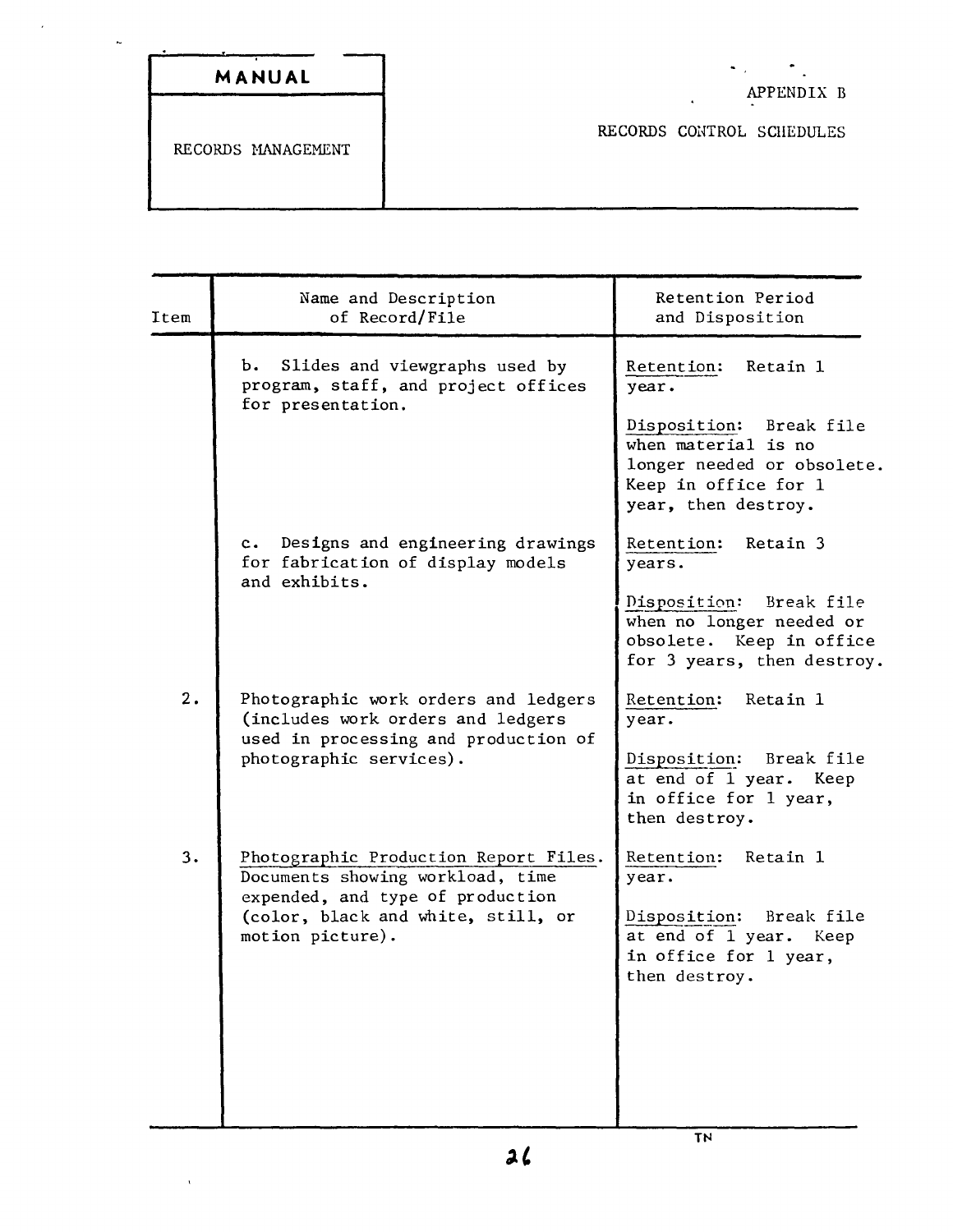**MANUAL**

RECORDS MANAGEMENT

APPENDIX B

RECORDS CONTROL SCHEDULES

| Item | Name and Description of Record/File | Retention Period and Disposition |
|---|---|---|
| | b. Slides and viewgraphs used by program, staff, and project offices for presentation. | Retention: Retain 1 year.<br><br>Disposition: Break file when material is no longer needed or obsolete. Keep in office for 1 year, then destroy. |
| | c. Designs and engineering drawings for fabrication of display models and exhibits. | Retention: Retain 3 years.<br><br>Disposition: Break file when no longer needed or obsolete. Keep in office for 3 years, then destroy. |
| 2. | Photographic work orders and ledgers (includes work orders and ledgers used in processing and production of photographic services). | Retention: Retain 1 year.<br><br>Disposition: Break file at end of 1 year. Keep in office for 1 year, then destroy. |
| 3. | Photographic Production Report Files. Documents showing workload, time expended, and type of production (color, black and white, still, or motion picture). | Retention: Retain 1 year.<br><br>Disposition: Break file at end of 1 year. Keep in office for 1 year, then destroy. |

TN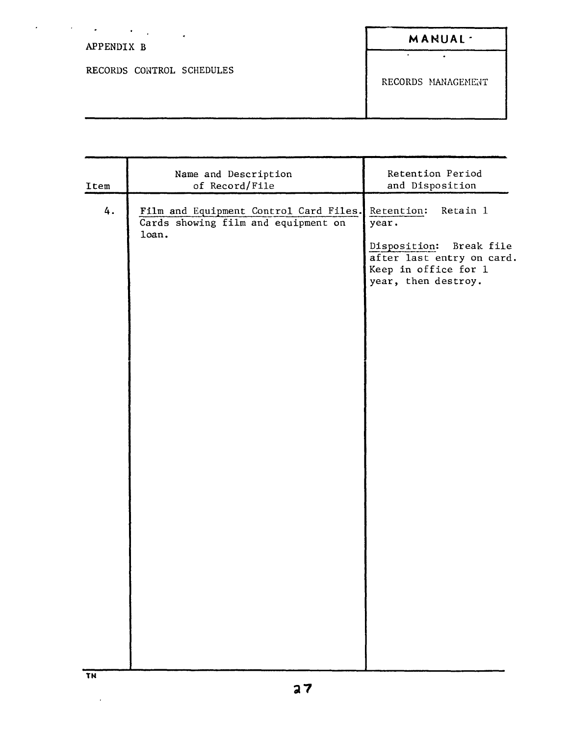APPENDIX B

RECORDS CONTROL SCHEDULES

**MANUAL**

RECORDS MANAGEMENT

| Item | Name and Description of Record/File | Retention Period and Disposition |
|---|---|---|
| 4. | Film and Equipment Control Card Files. Cards showing film and equipment on loan. | Retention: Retain 1 year.<br><br>Disposition: Break file after last entry on card. Keep in office for 1 year, then destroy. |

TN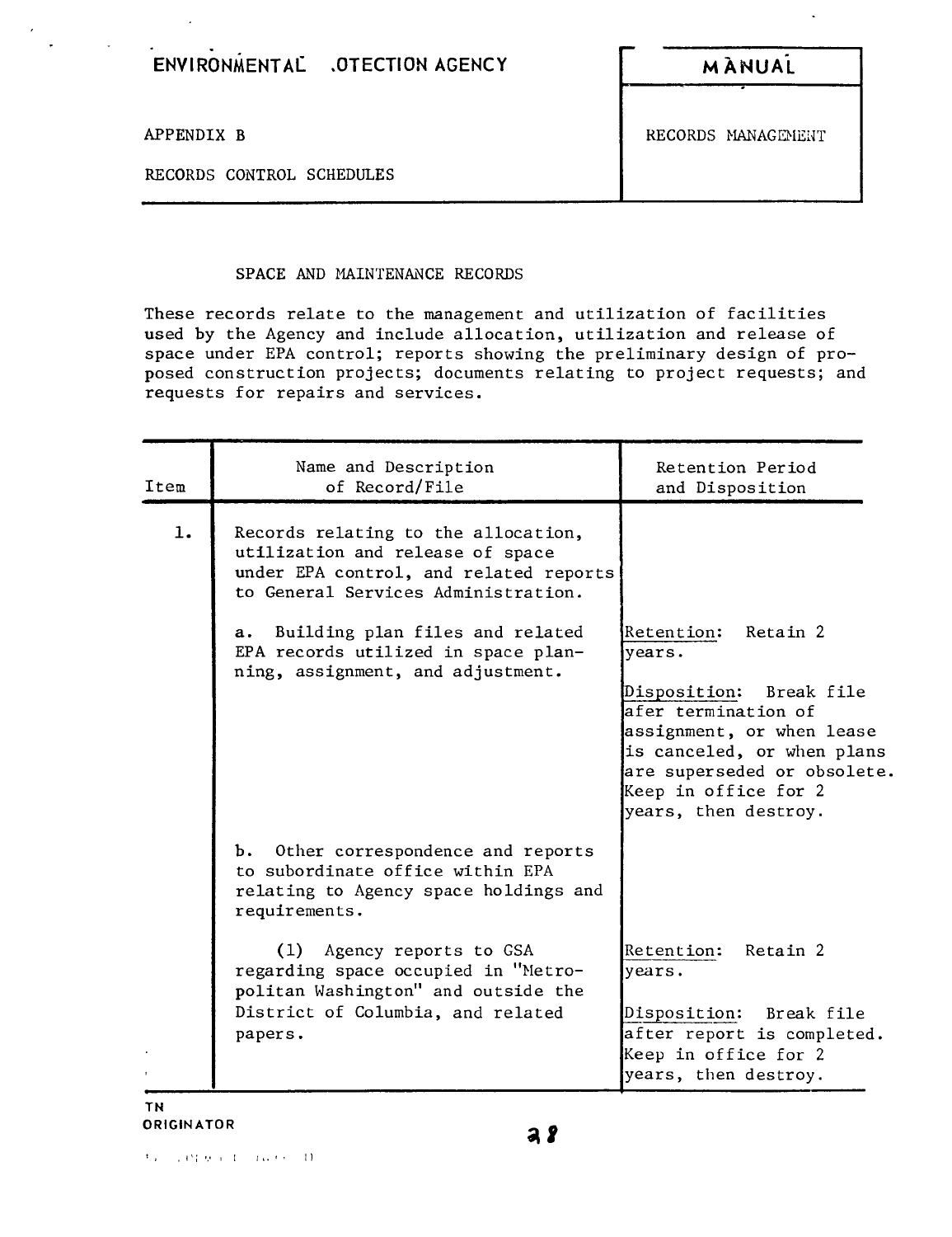ENVIRONMENTAL .OTECTION AGENCY

APPENDIX B

RECORDS CONTROL SCHEDULES

MANUAL

RECORDS MANAGEMENT

## SPACE AND MAINTENANCE RECORDS

These records relate to the management and utilization of facilities used by the Agency and include allocation, utilization and release of space under EPA control; reports showing the preliminary design of proposed construction projects; documents relating to project requests; and requests for repairs and services.

| Item | Name and Description of Record/File | Retention Period and Disposition |
|---|---|---|
| 1. | Records relating to the allocation, utilization and release of space under EPA control, and related reports to General Services Administration. | |
| | a. Building plan files and related EPA records utilized in space planning, assignment, and adjustment. | Retention: Retain 2 years.<br><br>Disposition: Break file afer termination of assignment, or when lease is canceled, or when plans are superseded or obsolete. Keep in office for 2 years, then destroy. |
| | b. Other correspondence and reports to subordinate office within EPA relating to Agency space holdings and requirements. | |
| | (1) Agency reports to GSA regarding space occupied in "Metropolitan Washington" and outside the District of Columbia, and related papers. | Retention: Retain 2 years.<br><br>Disposition: Break file after report is completed. Keep in office for 2 years, then destroy. |

TN
ORIGINATOR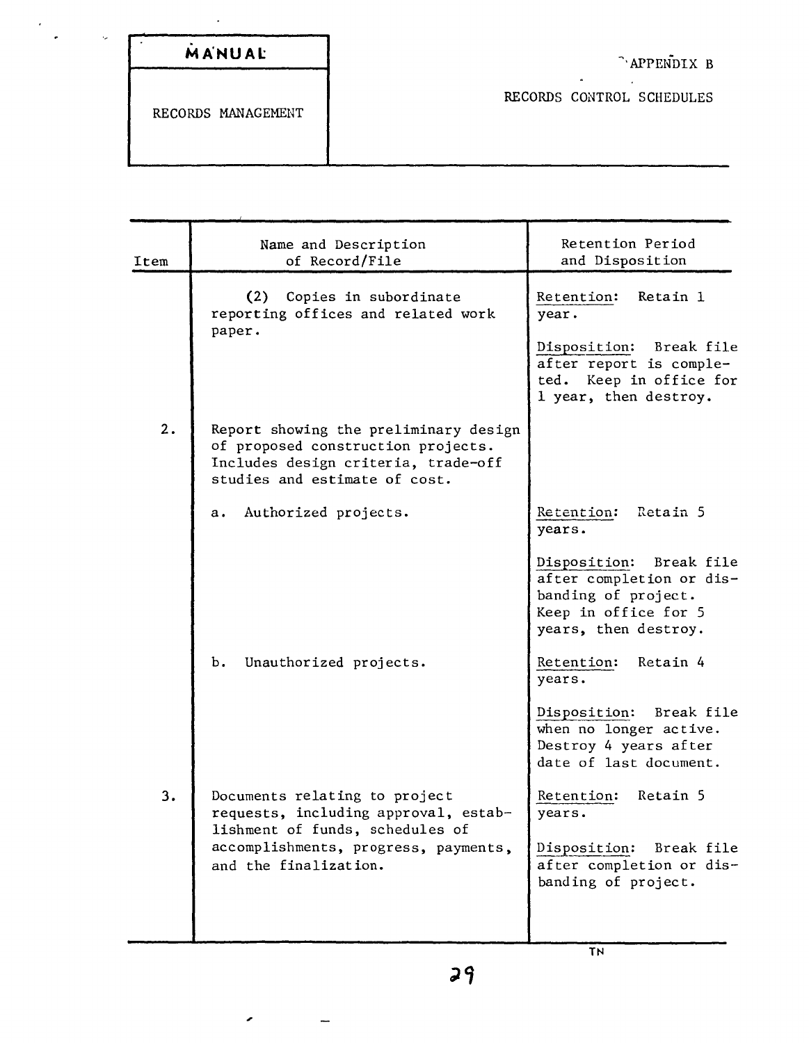| MANUAL |
|---|
| RECORDS MANAGEMENT |

APPENDIX B

RECORDS CONTROL SCHEDULES

| Item | Name and Description of Record/File | Retention Period and Disposition |
|---|---|---|
| | (2) Copies in subordinate reporting offices and related work paper. | Retention: Retain 1 year.<br><br>Disposition: Break file after report is completed. Keep in office for 1 year, then destroy. |
| 2. | Report showing the preliminary design of proposed construction projects. Includes design criteria, trade-off studies and estimate of cost. | |
| | a. Authorized projects. | Retention: Retain 5 years.<br><br>Disposition: Break file after completion or disbanding of project. Keep in office for 5 years, then destroy. |
| | b. Unauthorized projects. | Retention: Retain 4 years.<br><br>Disposition: Break file when no longer active. Destroy 4 years after date of last document. |
| 3. | Documents relating to project requests, including approval, establishment of funds, schedules of accomplishments, progress, payments, and the finalization. | Retention: Retain 5 years.<br><br>Disposition: Break file after completion or disbanding of project. |

TN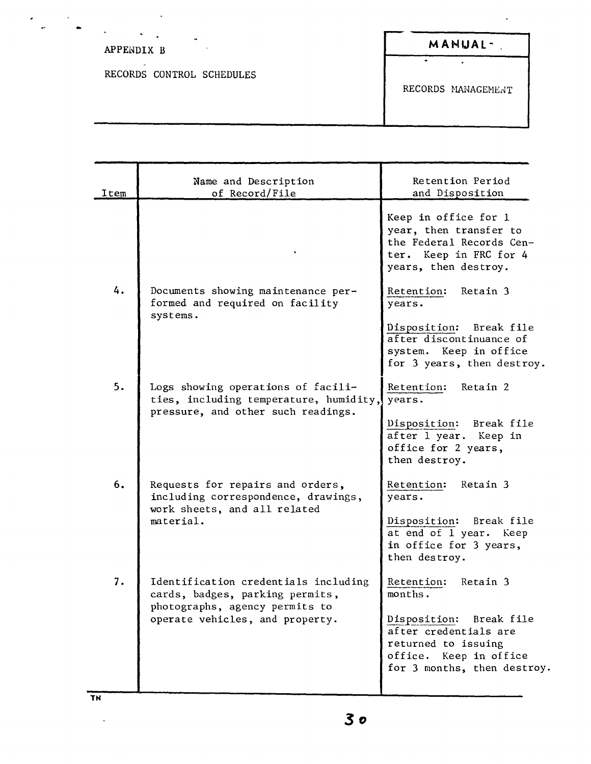APPENDIX B

RECORDS CONTROL SCHEDULES

MANUAL-

RECORDS MANAGEMENT

| Item | Name and Description of Record/File | Retention Period and Disposition |
|---|---|---|
| | | Keep in office for 1 year, then transfer to the Federal Records Center. Keep in FRC for 4 years, then destroy. |
| 4. | Documents showing maintenance performed and required on facility systems. | Retention: Retain 3 years.<br><br>Disposition: Break file after discontinuance of system. Keep in office for 3 years, then destroy. |
| 5. | Logs showing operations of facilities, including temperature, humidity, pressure, and other such readings. | Retention: Retain 2 years.<br><br>Disposition: Break file after 1 year. Keep in office for 2 years, then destroy. |
| 6. | Requests for repairs and orders, including correspondence, drawings, work sheets, and all related material. | Retention: Retain 3 years.<br><br>Disposition: Break file at end of 1 year. Keep in office for 3 years, then destroy. |
| 7. | Identification credentials including cards, badges, parking permits, photographs, agency permits to operate vehicles, and property. | Retention: Retain 3 months.<br><br>Disposition: Break file after credentials are returned to issuing office. Keep in office for 3 months, then destroy. |

TN